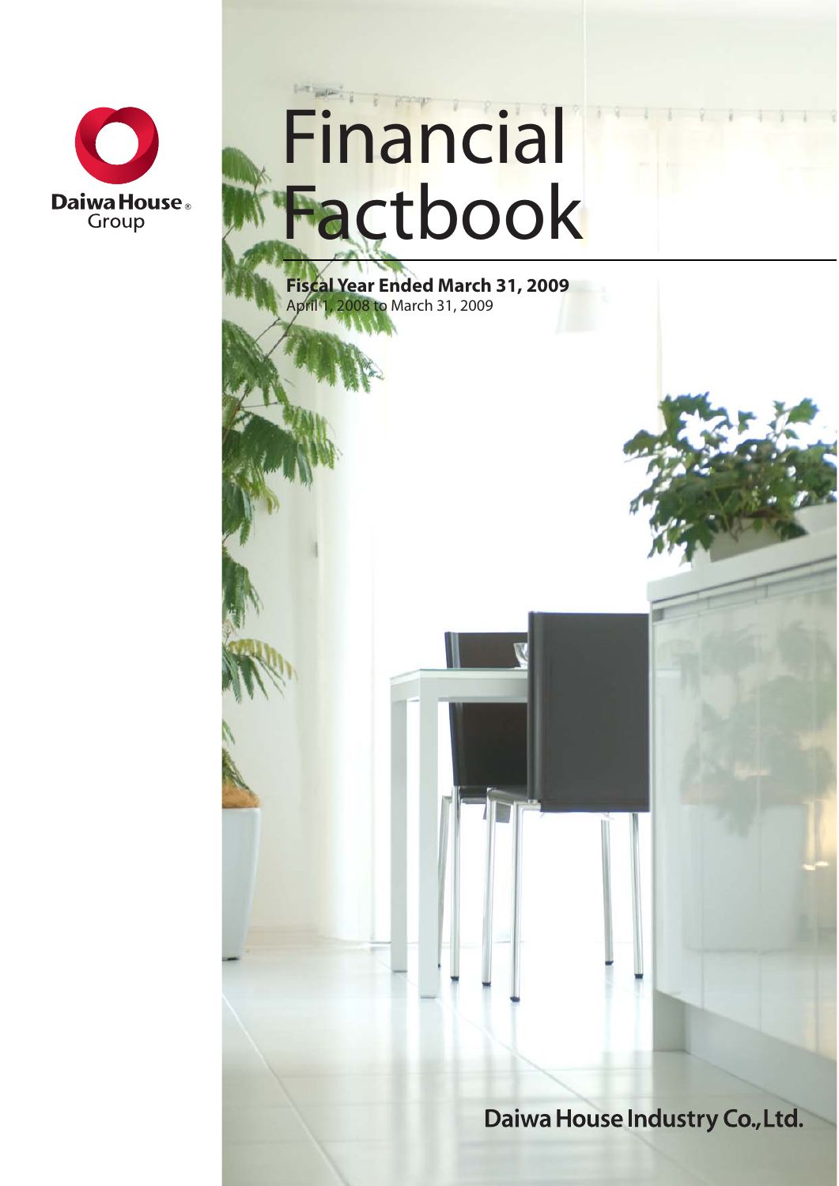Daiwa House Group

# Financial Factbook

**Fiscal Year Ended March 31, 2009**
April 1, 2008 to March 31, 2009

Daiwa House Industry Co., Ltd.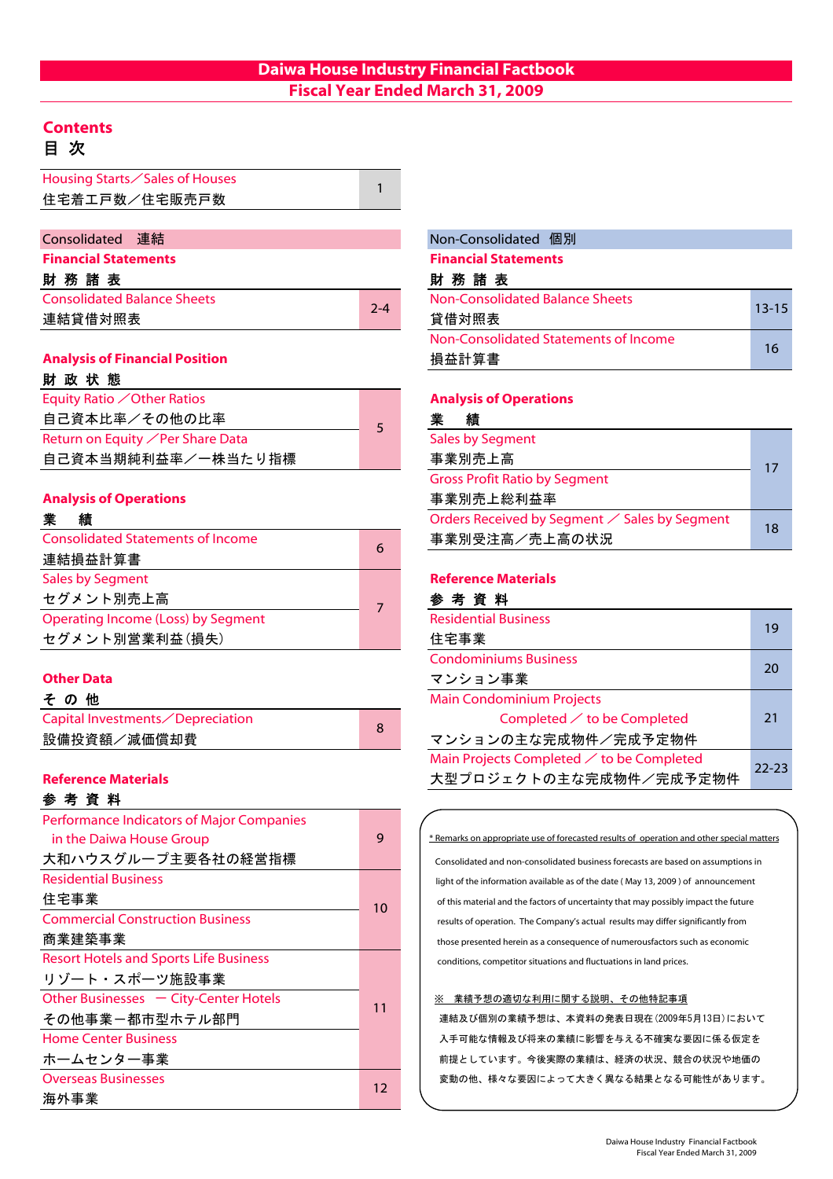# Daiwa House Industry Financial Factbook
## Fiscal Year Ended March 31, 2009

## Contents
## 目 次

| | |
|---|---|
| Housing Starts／Sales of Houses<br>住宅着工戸数／住宅販売戸数 | 1 |

### Consolidated 連結

**Financial Statements**
**財 務 諸 表**

| | |
|---|---|
| Consolidated Balance Sheets<br>連結貸借対照表 | 2-4 |

**Analysis of Financial Position**
**財 政 状 態**

| | |
|---|---|
| Equity Ratio ／Other Ratios<br>自己資本比率／その他の比率 | 5 |
| Return on Equity ／Per Share Data<br>自己資本当期純利益率／一株当たり指標 | |

**Analysis of Operations**
**業 績**

| | |
|---|---|
| Consolidated Statements of Income<br>連結損益計算書 | 6 |
| Sales by Segment<br>セグメント別売上高 | 7 |
| Operating Income (Loss) by Segment<br>セグメント別営業利益（損失） | |

**Other Data**
**そ の 他**

| | |
|---|---|
| Capital Investments／Depreciation<br>設備投資額／減価償却費 | 8 |

**Reference Materials**
**参 考 資 料**

| | |
|---|---|
| Performance Indicators of Major Companies in the Daiwa House Group<br>大和ハウスグループ主要各社の経営指標 | 9 |
| Residential Business<br>住宅事業 | 10 |
| Commercial Construction Business<br>商業建築事業 | |
| Resort Hotels and Sports Life Business<br>リゾート・スポーツ施設事業 | 11 |
| Other Businesses ― City-Center Hotels<br>その他事業ー都市型ホテル部門 | |
| Home Center Business<br>ホームセンター事業 | |
| Overseas Businesses<br>海外事業 | 12 |

### Non-Consolidated 個別

**Financial Statements**
**財 務 諸 表**

| | |
|---|---|
| Non-Consolidated Balance Sheets<br>貸借対照表 | 13-15 |
| Non-Consolidated Statements of Income<br>損益計算書 | 16 |

**Analysis of Operations**
**業 績**

| | |
|---|---|
| Sales by Segment<br>事業別売上高 | 17 |
| Gross Profit Ratio by Segment<br>事業別売上総利益率 | |
| Orders Received by Segment ／ Sales by Segment<br>事業別受注高／売上高の状況 | 18 |

**Reference Materials**
**参 考 資 料**

| | |
|---|---|
| Residential Business<br>住宅事業 | 19 |
| Condominiums Business<br>マンション事業 | 20 |
| Main Condominium Projects Completed ／ to be Completed<br>マンションの主な完成物件／完成予定物件 | 21 |
| Main Projects Completed ／ to be Completed<br>大型プロジェクトの主な完成物件／完成予定物件 | 22-23 |

\* Remarks on appropriate use of forecasted results of operation and other special matters

Consolidated and non-consolidated business forecasts are based on assumptions in light of the information available as of the date ( May 13, 2009 ) of announcement of this material and the factors of uncertainty that may possibly impact the future results of operation. The Company's actual results may differ significantly from those presented herein as a consequence of numerousfactors such as economic conditions, competitor situations and fluctuations in land prices.

※ 業績予想の適切な利用に関する説明、その他特記事項

連結及び個別の業績予想は、本資料の発表日現在（2009年5月13日）において入手可能な情報及び将来の業績に影響を与える不確実な要因に係る仮定を前提としています。今後実際の業績は、経済の状況、競合の状況や地価の変動の他、様々な要因によって大きく異なる結果となる可能性があります。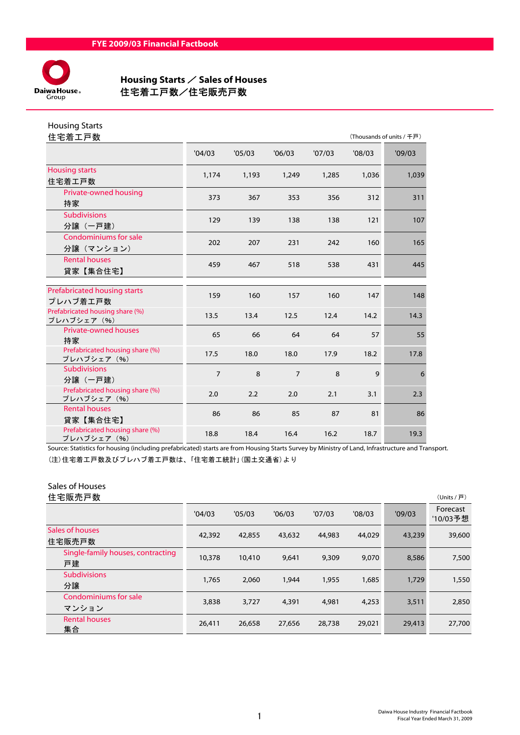# Housing Starts ／ Sales of Houses
# 住宅着工戸数／住宅販売戸数

## Housing Starts
## 住宅着工戸数

（Thousands of units / 千戸）

| | '04/03 | '05/03 | '06/03 | '07/03 | '08/03 | '09/03 |
|---|---|---|---|---|---|---|
| Housing starts 住宅着工戸数 | 1,174 | 1,193 | 1,249 | 1,285 | 1,036 | 1,039 |
| Private-owned housing 持家 | 373 | 367 | 353 | 356 | 312 | 311 |
| Subdivisions 分譲（一戸建） | 129 | 139 | 138 | 138 | 121 | 107 |
| Condominiums for sale 分譲（マンション） | 202 | 207 | 231 | 242 | 160 | 165 |
| Rental houses 貸家【集合住宅】 | 459 | 467 | 518 | 538 | 431 | 445 |
| Prefabricated housing starts プレハブ着工戸数 | 159 | 160 | 157 | 160 | 147 | 148 |
| Prefabricated housing share (%) プレハブシェア（%） | 13.5 | 13.4 | 12.5 | 12.4 | 14.2 | 14.3 |
| Private-owned houses 持家 | 65 | 66 | 64 | 64 | 57 | 55 |
| Prefabricated housing share (%) プレハブシェア（%） | 17.5 | 18.0 | 18.0 | 17.9 | 18.2 | 17.8 |
| Subdivisions 分譲（一戸建） | 7 | 8 | 7 | 8 | 9 | 6 |
| Prefabricated housing share (%) プレハブシェア（%） | 2.0 | 2.2 | 2.0 | 2.1 | 3.1 | 2.3 |
| Rental houses 貸家【集合住宅】 | 86 | 86 | 85 | 87 | 81 | 86 |
| Prefabricated housing share (%) プレハブシェア（%） | 18.8 | 18.4 | 16.4 | 16.2 | 18.7 | 19.3 |

Source: Statistics for housing (including prefabricated) starts are from Housing Starts Survey by Ministry of Land, Infrastructure and Transport.
(注)住宅着工戸数及びプレハブ着工戸数は、「住宅着工統計」(国土交通省)より

## Sales of Houses
## 住宅販売戸数

（Units / 戸）

| | '04/03 | '05/03 | '06/03 | '07/03 | '08/03 | '09/03 | Forecast '10/03予想 |
|---|---|---|---|---|---|---|---|
| Sales of houses 住宅販売戸数 | 42,392 | 42,855 | 43,632 | 44,983 | 44,029 | 43,239 | 39,600 |
| Single-family houses, contracting 戸建 | 10,378 | 10,410 | 9,641 | 9,309 | 9,070 | 8,586 | 7,500 |
| Subdivisions 分譲 | 1,765 | 2,060 | 1,944 | 1,955 | 1,685 | 1,729 | 1,550 |
| Condominiums for sale マンション | 3,838 | 3,727 | 4,391 | 4,981 | 4,253 | 3,511 | 2,850 |
| Rental houses 集合 | 26,411 | 26,658 | 27,656 | 28,738 | 29,021 | 29,413 | 27,700 |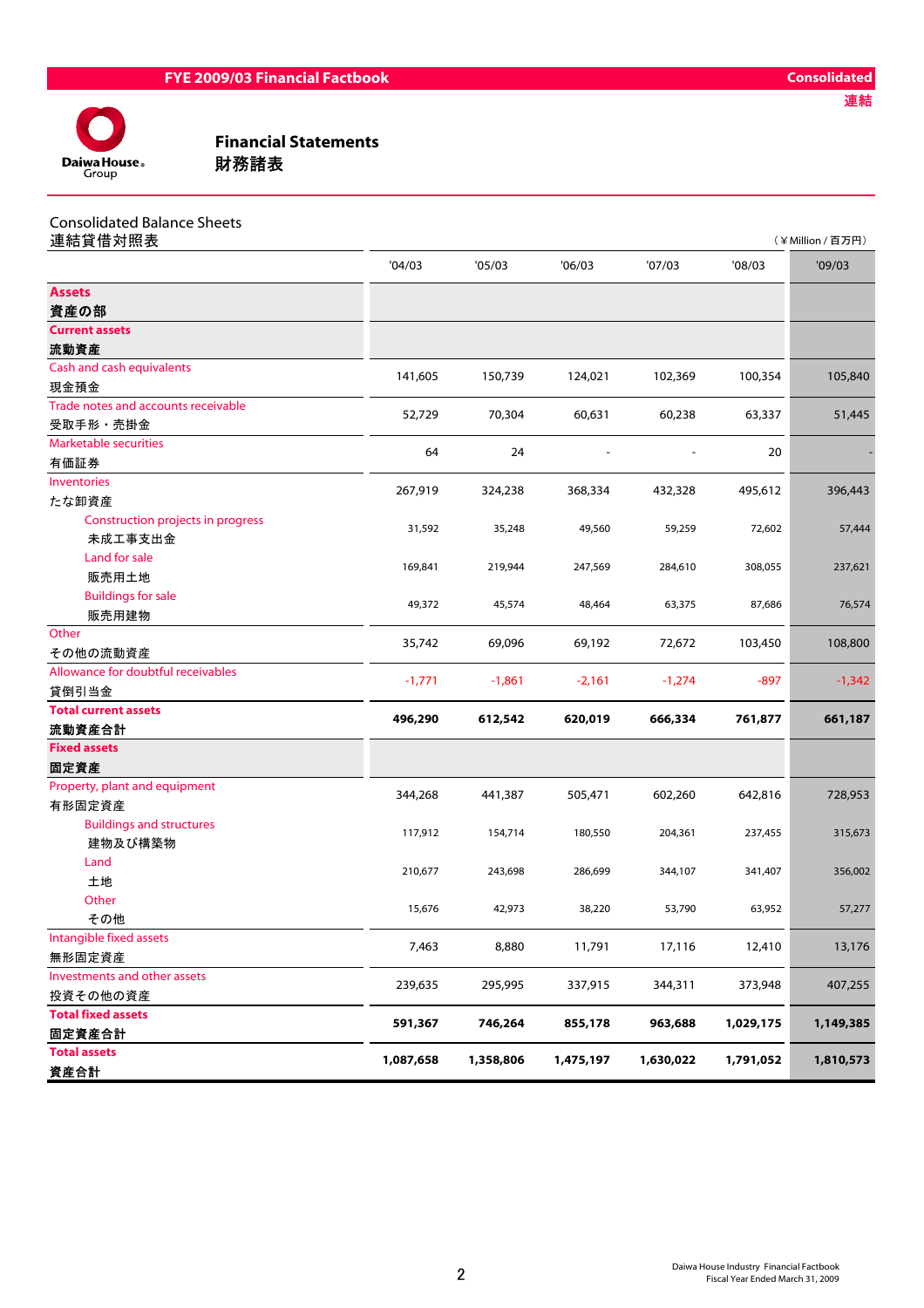FYE 2009/03 Financial Factbook

Consolidated
連結

## Financial Statements
## 財務諸表

### Consolidated Balance Sheets
### 連結貸借対照表

（￥Million / 百万円）

| | '04/03 | '05/03 | '06/03 | '07/03 | '08/03 | '09/03 |
|---|---|---|---|---|---|---|
| **Assets** 資産の部 | | | | | | |
| **Current assets** 流動資産 | | | | | | |
| Cash and cash equivalents 現金預金 | 141,605 | 150,739 | 124,021 | 102,369 | 100,354 | 105,840 |
| Trade notes and accounts receivable 受取手形・売掛金 | 52,729 | 70,304 | 60,631 | 60,238 | 63,337 | 51,445 |
| Marketable securities 有価証券 | 64 | 24 | - | - | 20 | - |
| Inventories たな卸資産 | 267,919 | 324,238 | 368,334 | 432,328 | 495,612 | 396,443 |
| Construction projects in progress 未成工事支出金 | 31,592 | 35,248 | 49,560 | 59,259 | 72,602 | 57,444 |
| Land for sale 販売用土地 | 169,841 | 219,944 | 247,569 | 284,610 | 308,055 | 237,621 |
| Buildings for sale 販売用建物 | 49,372 | 45,574 | 48,464 | 63,375 | 87,686 | 76,574 |
| Other その他の流動資産 | 35,742 | 69,096 | 69,192 | 72,672 | 103,450 | 108,800 |
| Allowance for doubtful receivables 貸倒引当金 | -1,771 | -1,861 | -2,161 | -1,274 | -897 | -1,342 |
| **Total current assets 流動資産合計** | **496,290** | **612,542** | **620,019** | **666,334** | **761,877** | **661,187** |
| **Fixed assets** 固定資産 | | | | | | |
| Property, plant and equipment 有形固定資産 | 344,268 | 441,387 | 505,471 | 602,260 | 642,816 | 728,953 |
| Buildings and structures 建物及び構築物 | 117,912 | 154,714 | 180,550 | 204,361 | 237,455 | 315,673 |
| Land 土地 | 210,677 | 243,698 | 286,699 | 344,107 | 341,407 | 356,002 |
| Other その他 | 15,676 | 42,973 | 38,220 | 53,790 | 63,952 | 57,277 |
| Intangible fixed assets 無形固定資産 | 7,463 | 8,880 | 11,791 | 17,116 | 12,410 | 13,176 |
| Investments and other assets 投資その他の資産 | 239,635 | 295,995 | 337,915 | 344,311 | 373,948 | 407,255 |
| **Total fixed assets 固定資産合計** | **591,367** | **746,264** | **855,178** | **963,688** | **1,029,175** | **1,149,385** |
| **Total assets 資産合計** | **1,087,658** | **1,358,806** | **1,475,197** | **1,630,022** | **1,791,052** | **1,810,573** |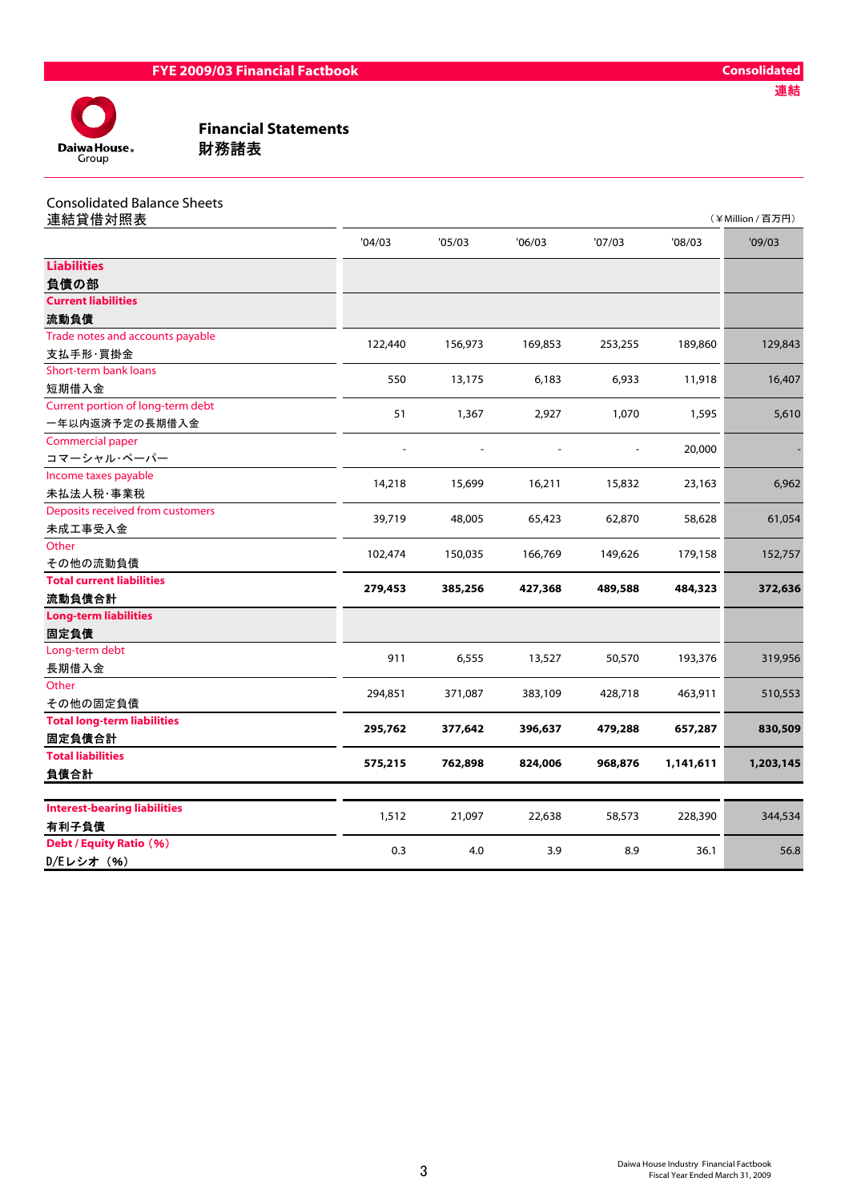# Financial Statements
# 財務諸表

## Consolidated Balance Sheets
## 連結貸借対照表

（¥Million / 百万円）

| | '04/03 | '05/03 | '06/03 | '07/03 | '08/03 | '09/03 |
|---|---|---|---|---|---|---|
| **Liabilities**<br>**負債の部** | | | | | | |
| **Current liabilities**<br>**流動負債** | | | | | | |
| Trade notes and accounts payable<br>支払手形･買掛金 | 122,440 | 156,973 | 169,853 | 253,255 | 189,860 | 129,843 |
| Short-term bank loans<br>短期借入金 | 550 | 13,175 | 6,183 | 6,933 | 11,918 | 16,407 |
| Current portion of long-term debt<br>一年以内返済予定の長期借入金 | 51 | 1,367 | 2,927 | 1,070 | 1,595 | 5,610 |
| Commercial paper<br>コマーシャル･ペーパー | - | - | - | - | 20,000 | - |
| Income taxes payable<br>未払法人税･事業税 | 14,218 | 15,699 | 16,211 | 15,832 | 23,163 | 6,962 |
| Deposits received from customers<br>未成工事受入金 | 39,719 | 48,005 | 65,423 | 62,870 | 58,628 | 61,054 |
| Other<br>その他の流動負債 | 102,474 | 150,035 | 166,769 | 149,626 | 179,158 | 152,757 |
| **Total current liabilities**<br>**流動負債合計** | **279,453** | **385,256** | **427,368** | **489,588** | **484,323** | **372,636** |
| **Long-term liabilities**<br>**固定負債** | | | | | | |
| Long-term debt<br>長期借入金 | 911 | 6,555 | 13,527 | 50,570 | 193,376 | 319,956 |
| Other<br>その他の固定負債 | 294,851 | 371,087 | 383,109 | 428,718 | 463,911 | 510,553 |
| **Total long-term liabilities**<br>**固定負債合計** | **295,762** | **377,642** | **396,637** | **479,288** | **657,287** | **830,509** |
| **Total liabilities**<br>**負債合計** | **575,215** | **762,898** | **824,006** | **968,876** | **1,141,611** | **1,203,145** |

| | '04/03 | '05/03 | '06/03 | '07/03 | '08/03 | '09/03 |
|---|---|---|---|---|---|---|
| **Interest-bearing liabilities**<br>**有利子負債** | 1,512 | 21,097 | 22,638 | 58,573 | 228,390 | 344,534 |
| **Debt / Equity Ratio（%）**<br>**D/Eレシオ（%）** | 0.3 | 4.0 | 3.9 | 8.9 | 36.1 | 56.8 |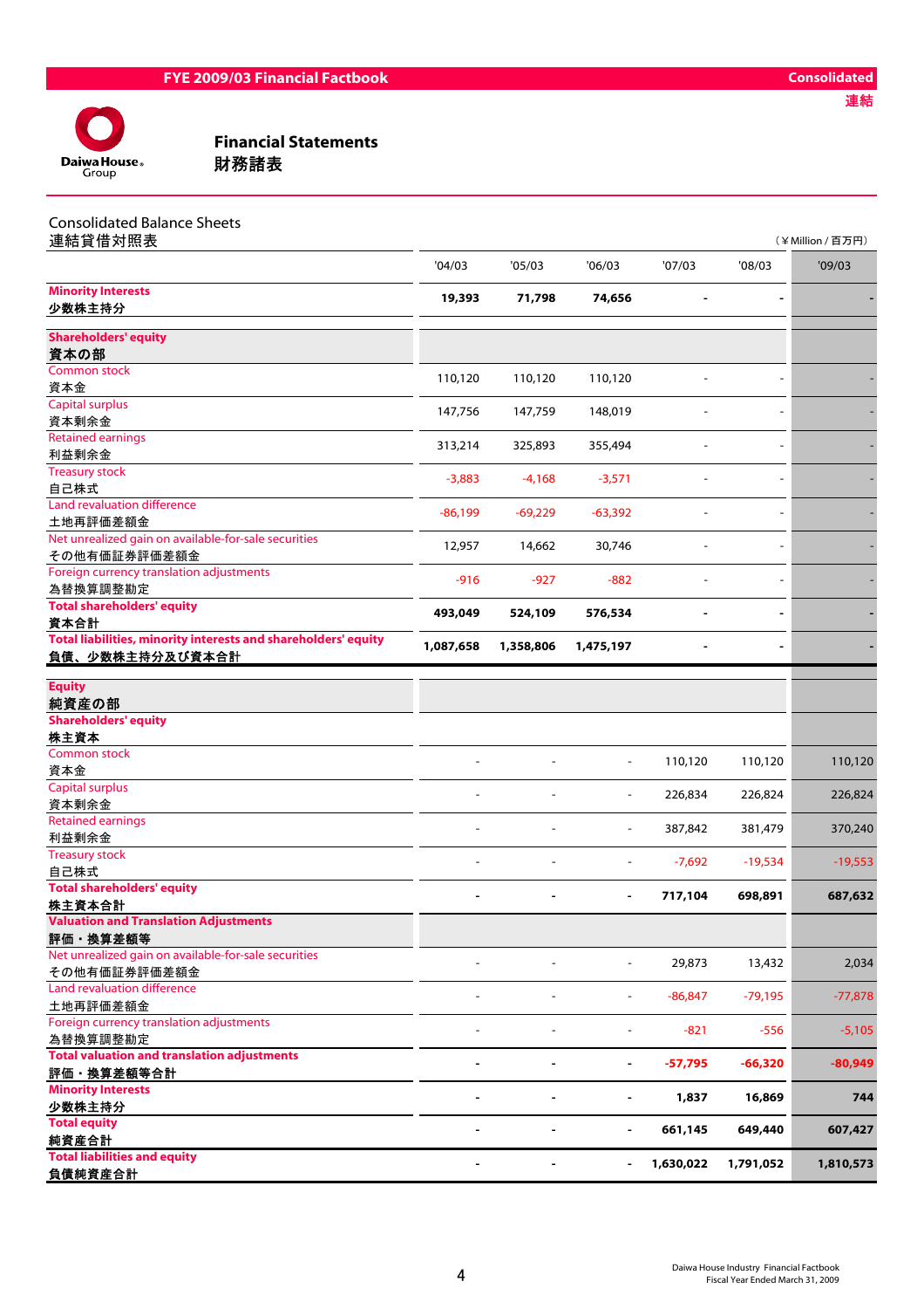# Financial Statements
# 財務諸表

Consolidated 連結

## Consolidated Balance Sheets
## 連結貸借対照表

（¥Million / 百万円）

| | '04/03 | '05/03 | '06/03 | '07/03 | '08/03 | '09/03 |
|---|---|---|---|---|---|---|
| **Minority Interests 少数株主持分** | **19,393** | **71,798** | **74,656** | **-** | **-** | **-** |
| **Shareholders' equity 資本の部** | | | | | | |
| Common stock 資本金 | 110,120 | 110,120 | 110,120 | - | - | - |
| Capital surplus 資本剰余金 | 147,756 | 147,759 | 148,019 | - | - | - |
| Retained earnings 利益剰余金 | 313,214 | 325,893 | 355,494 | - | - | - |
| Treasury stock 自己株式 | -3,883 | -4,168 | -3,571 | - | - | - |
| Land revaluation difference 土地再評価差額金 | -86,199 | -69,229 | -63,392 | - | - | - |
| Net unrealized gain on available-for-sale securities その他有価証券評価差額金 | 12,957 | 14,662 | 30,746 | - | - | - |
| Foreign currency translation adjustments 為替換算調整勘定 | -916 | -927 | -882 | - | - | - |
| **Total shareholders' equity 資本合計** | **493,049** | **524,109** | **576,534** | **-** | **-** | **-** |
| **Total liabilities, minority interests and shareholders' equity 負債、少数株主持分及び資本合計** | **1,087,658** | **1,358,806** | **1,475,197** | **-** | **-** | **-** |
| **Equity 純資産の部** | | | | | | |
| **Shareholders' equity 株主資本** | | | | | | |
| Common stock 資本金 | - | - | - | 110,120 | 110,120 | 110,120 |
| Capital surplus 資本剰余金 | - | - | - | 226,834 | 226,824 | 226,824 |
| Retained earnings 利益剰余金 | - | - | - | 387,842 | 381,479 | 370,240 |
| Treasury stock 自己株式 | - | - | - | -7,692 | -19,534 | -19,553 |
| **Total shareholders' equity 株主資本合計** | **-** | **-** | **-** | **717,104** | **698,891** | **687,632** |
| **Valuation and Translation Adjustments 評価・換算差額等** | | | | | | |
| Net unrealized gain on available-for-sale securities その他有価証券評価差額金 | - | - | - | 29,873 | 13,432 | 2,034 |
| Land revaluation difference 土地再評価差額金 | - | - | - | -86,847 | -79,195 | -77,878 |
| Foreign currency translation adjustments 為替換算調整勘定 | - | - | - | -821 | -556 | -5,105 |
| **Total valuation and translation adjustments 評価・換算差額等合計** | **-** | **-** | **-** | **-57,795** | **-66,320** | **-80,949** |
| **Minority Interests 少数株主持分** | **-** | **-** | **-** | **1,837** | **16,869** | **744** |
| **Total equity 純資産合計** | **-** | **-** | **-** | **661,145** | **649,440** | **607,427** |
| **Total liabilities and equity 負債純資産合計** | **-** | **-** | **-** | **1,630,022** | **1,791,052** | **1,810,573** |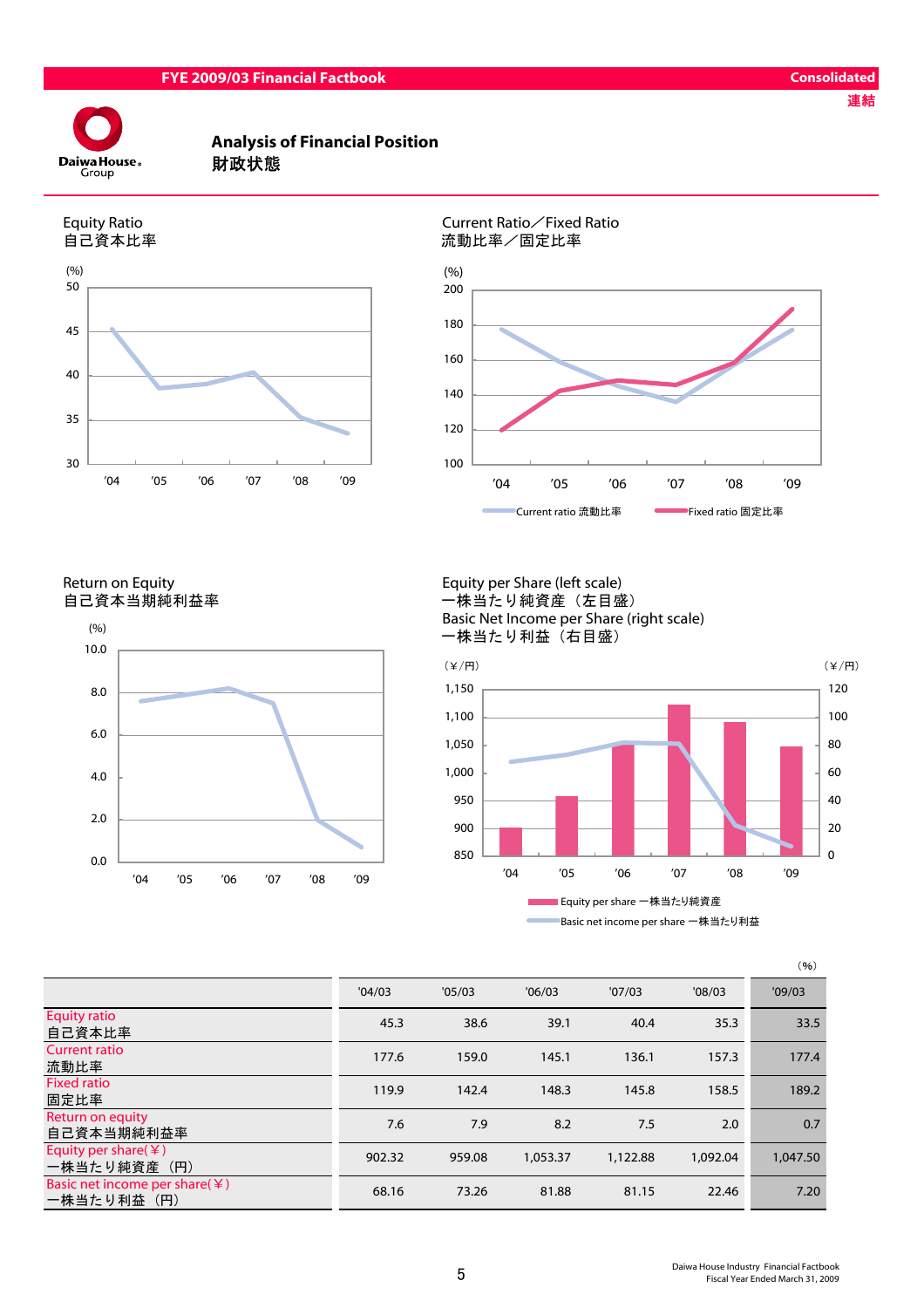# Analysis of Financial Position
# 財政状態

Consolidated
連結

## Equity Ratio
## 自己資本比率

## Current Ratio／Fixed Ratio
## 流動比率／固定比率

## Return on Equity
## 自己資本当期純利益率

## Equity per Share (left scale)
## 一株当たり純資産（左目盛）
## Basic Net Income per Share (right scale)
## 一株当たり利益（右目盛）

(%)

| | '04/03 | '05/03 | '06/03 | '07/03 | '08/03 | '09/03 |
|---|---|---|---|---|---|---|
| Equity ratio<br>自己資本比率 | 45.3 | 38.6 | 39.1 | 40.4 | 35.3 | 33.5 |
| Current ratio<br>流動比率 | 177.6 | 159.0 | 145.1 | 136.1 | 157.3 | 177.4 |
| Fixed ratio<br>固定比率 | 119.9 | 142.4 | 148.3 | 145.8 | 158.5 | 189.2 |
| Return on equity<br>自己資本当期純利益率 | 7.6 | 7.9 | 8.2 | 7.5 | 2.0 | 0.7 |
| Equity per share(¥)<br>一株当たり純資産（円） | 902.32 | 959.08 | 1,053.37 | 1,122.88 | 1,092.04 | 1,047.50 |
| Basic net income per share(¥)<br>一株当たり利益（円） | 68.16 | 73.26 | 81.88 | 81.15 | 22.46 | 7.20 |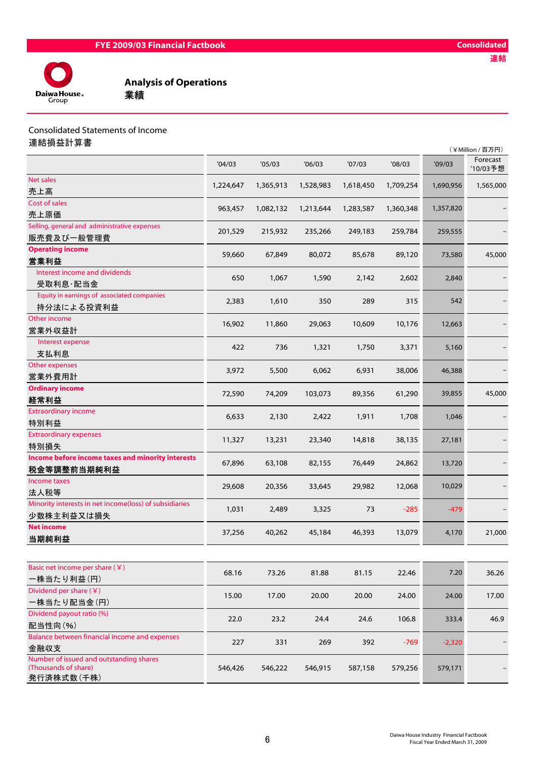## Analysis of Operations
## 業績

Consolidated Statements of Income
連結損益計算書

（¥Million / 百万円）

| | '04/03 | '05/03 | '06/03 | '07/03 | '08/03 | '09/03 | Forecast '10/03予想 |
|---|---|---|---|---|---|---|---|
| Net sales 売上高 | 1,224,647 | 1,365,913 | 1,528,983 | 1,618,450 | 1,709,254 | 1,690,956 | 1,565,000 |
| Cost of sales 売上原価 | 963,457 | 1,082,132 | 1,213,644 | 1,283,587 | 1,360,348 | 1,357,820 | – |
| Selling, general and administrative expenses 販売費及び一般管理費 | 201,529 | 215,932 | 235,266 | 249,183 | 259,784 | 259,555 | – |
| **Operating income 営業利益** | 59,660 | 67,849 | 80,072 | 85,678 | 89,120 | 73,580 | 45,000 |
| Interest income and dividends 受取利息･配当金 | 650 | 1,067 | 1,590 | 2,142 | 2,602 | 2,840 | – |
| Equity in earnings of associated companies 持分法による投資利益 | 2,383 | 1,610 | 350 | 289 | 315 | 542 | – |
| Other income 営業外収益計 | 16,902 | 11,860 | 29,063 | 10,609 | 10,176 | 12,663 | – |
| Interest expense 支払利息 | 422 | 736 | 1,321 | 1,750 | 3,371 | 5,160 | – |
| Other expenses 営業外費用計 | 3,972 | 5,500 | 6,062 | 6,931 | 38,006 | 46,388 | – |
| **Ordinary income 経常利益** | 72,590 | 74,209 | 103,073 | 89,356 | 61,290 | 39,855 | 45,000 |
| Extraordinary income 特別利益 | 6,633 | 2,130 | 2,422 | 1,911 | 1,708 | 1,046 | – |
| Extraordinary expenses 特別損失 | 11,327 | 13,231 | 23,340 | 14,818 | 38,135 | 27,181 | – |
| **Income before income taxes and minority interests 税金等調整前当期純利益** | 67,896 | 63,108 | 82,155 | 76,449 | 24,862 | 13,720 | – |
| Income taxes 法人税等 | 29,608 | 20,356 | 33,645 | 29,982 | 12,068 | 10,029 | – |
| Minority interests in net income(loss) of subsidiaries 少数株主利益又は損失 | 1,031 | 2,489 | 3,325 | 73 | -285 | -479 | – |
| **Net income 当期純利益** | 37,256 | 40,262 | 45,184 | 46,393 | 13,079 | 4,170 | 21,000 |

| | '04/03 | '05/03 | '06/03 | '07/03 | '08/03 | '09/03 | Forecast '10/03予想 |
|---|---|---|---|---|---|---|---|
| Basic net income per share (¥) 一株当たり利益(円) | 68.16 | 73.26 | 81.88 | 81.15 | 22.46 | 7.20 | 36.26 |
| Dividend per share (¥) 一株当たり配当金(円) | 15.00 | 17.00 | 20.00 | 20.00 | 24.00 | 24.00 | 17.00 |
| Dividend payout ratio (%) 配当性向(%) | 22.0 | 23.2 | 24.4 | 24.6 | 106.8 | 333.4 | 46.9 |
| Balance between financial income and expenses 金融収支 | 227 | 331 | 269 | 392 | -769 | -2,320 | – |
| Number of issued and outstanding shares (Thousands of share) 発行済株式数(千株) | 546,426 | 546,222 | 546,915 | 587,158 | 579,256 | 579,171 | – |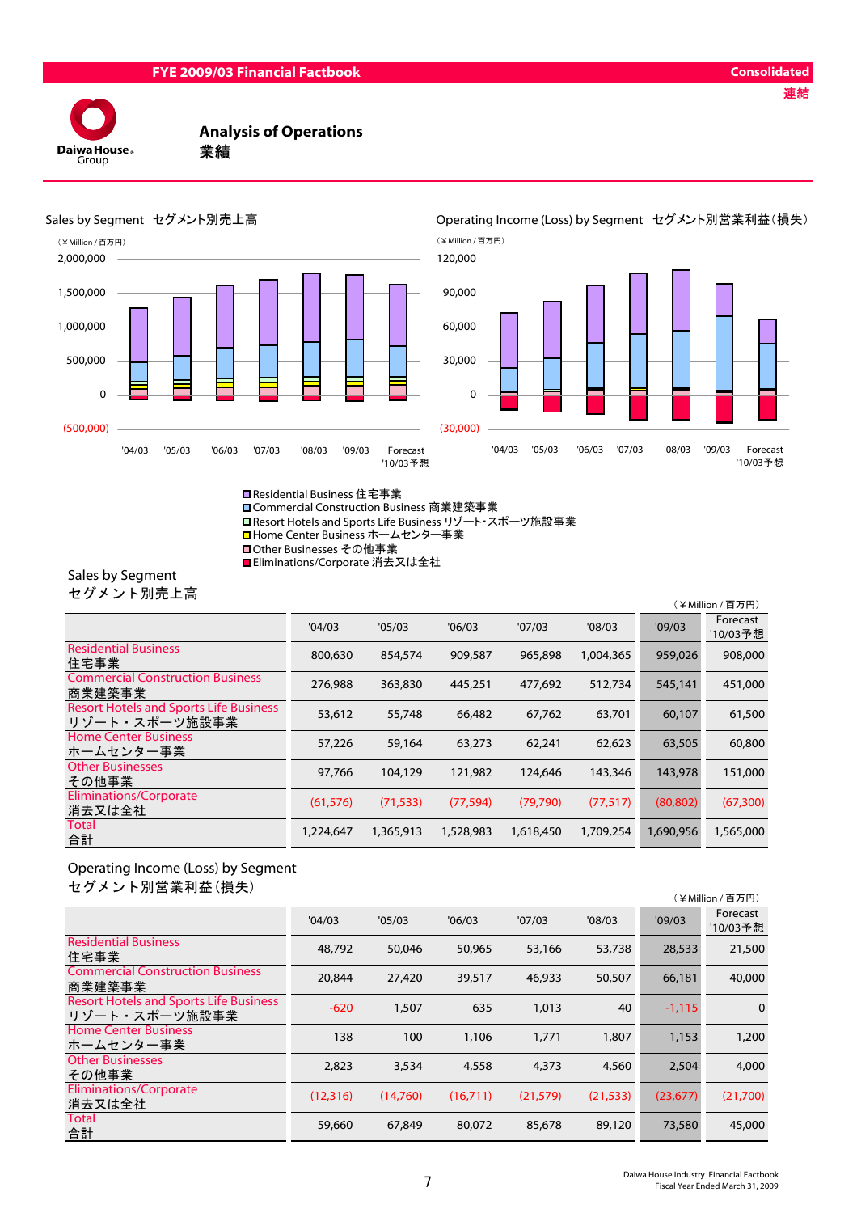# Analysis of Operations
# 業績

Sales by Segment　セグメント別売上高

（¥ Million / 百万円）

Operating Income (Loss) by Segment　セグメント別営業利益（損失）

（¥ Million / 百万円）

- Residential Business 住宅事業
- Commercial Construction Business 商業建築事業
- Resort Hotels and Sports Life Business リゾート・スポーツ施設事業
- Home Center Business ホームセンター事業
- Other Businesses その他事業
- Eliminations/Corporate 消去又は全社

## Sales by Segment
## セグメント別売上高

（¥ Million / 百万円）

| | '04/03 | '05/03 | '06/03 | '07/03 | '08/03 | '09/03 | Forecast '10/03予想 |
|---|---|---|---|---|---|---|---|
| Residential Business 住宅事業 | 800,630 | 854,574 | 909,587 | 965,898 | 1,004,365 | 959,026 | 908,000 |
| Commercial Construction Business 商業建築事業 | 276,988 | 363,830 | 445,251 | 477,692 | 512,734 | 545,141 | 451,000 |
| Resort Hotels and Sports Life Business リゾート・スポーツ施設事業 | 53,612 | 55,748 | 66,482 | 67,762 | 63,701 | 60,107 | 61,500 |
| Home Center Business ホームセンター事業 | 57,226 | 59,164 | 63,273 | 62,241 | 62,623 | 63,505 | 60,800 |
| Other Businesses その他事業 | 97,766 | 104,129 | 121,982 | 124,646 | 143,346 | 143,978 | 151,000 |
| Eliminations/Corporate 消去又は全社 | (61,576) | (71,533) | (77,594) | (79,790) | (77,517) | (80,802) | (67,300) |
| Total 合計 | 1,224,647 | 1,365,913 | 1,528,983 | 1,618,450 | 1,709,254 | 1,690,956 | 1,565,000 |

## Operating Income (Loss) by Segment
## セグメント別営業利益（損失）

（¥ Million / 百万円）

| | '04/03 | '05/03 | '06/03 | '07/03 | '08/03 | '09/03 | Forecast '10/03予想 |
|---|---|---|---|---|---|---|---|
| Residential Business 住宅事業 | 48,792 | 50,046 | 50,965 | 53,166 | 53,738 | 28,533 | 21,500 |
| Commercial Construction Business 商業建築事業 | 20,844 | 27,420 | 39,517 | 46,933 | 50,507 | 66,181 | 40,000 |
| Resort Hotels and Sports Life Business リゾート・スポーツ施設事業 | -620 | 1,507 | 635 | 1,013 | 40 | -1,115 | 0 |
| Home Center Business ホームセンター事業 | 138 | 100 | 1,106 | 1,771 | 1,807 | 1,153 | 1,200 |
| Other Businesses その他事業 | 2,823 | 3,534 | 4,558 | 4,373 | 4,560 | 2,504 | 4,000 |
| Eliminations/Corporate 消去又は全社 | (12,316) | (14,760) | (16,711) | (21,579) | (21,533) | (23,677) | (21,700) |
| Total 合計 | 59,660 | 67,849 | 80,072 | 85,678 | 89,120 | 73,580 | 45,000 |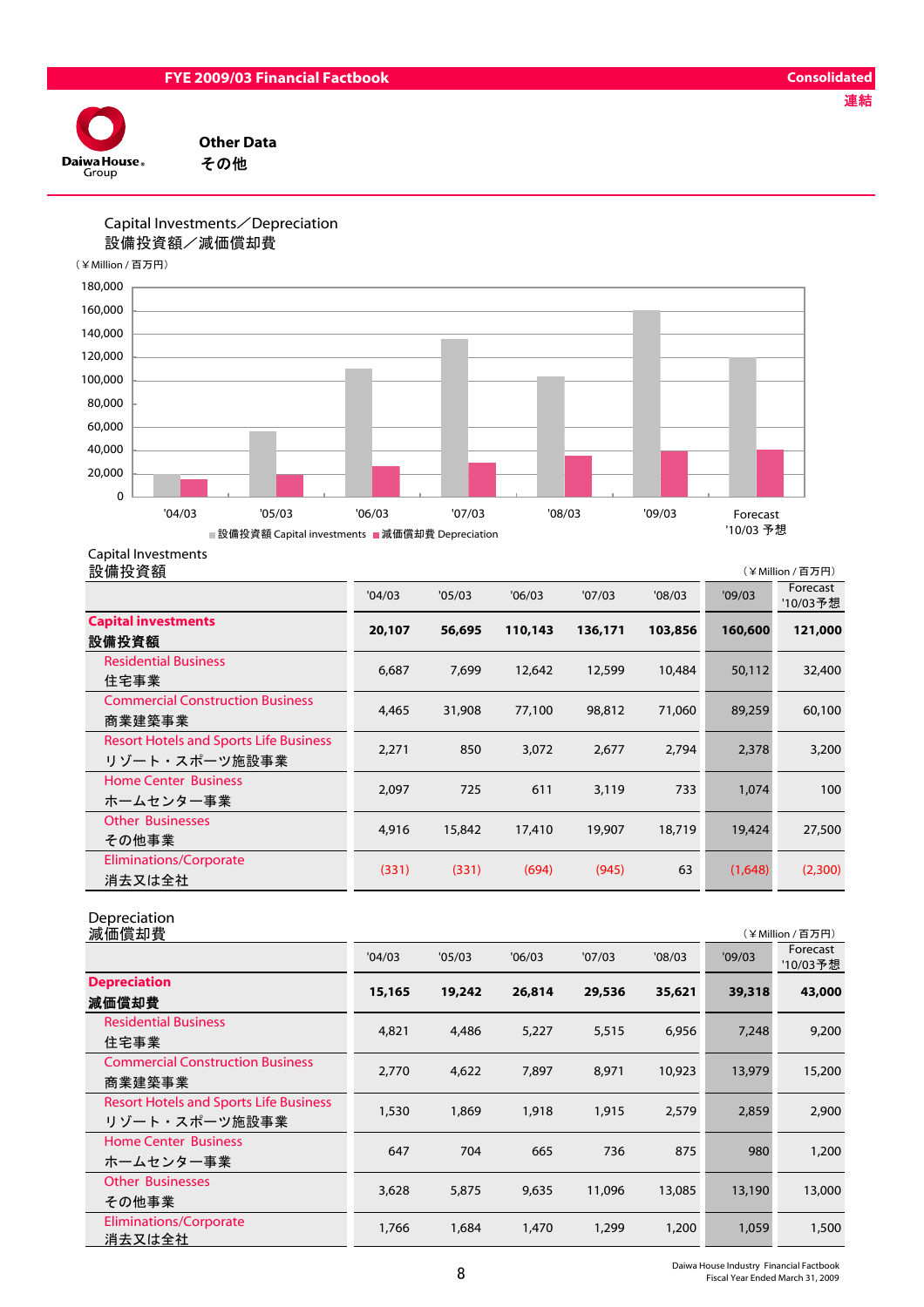FYE 2009/03 Financial Factbook

Consolidated
連結

# Other Data
# その他

## Capital Investments／Depreciation
## 設備投資額／減価償却費

（¥Million / 百万円）

| | '04/03 | '05/03 | '06/03 | '07/03 | '08/03 | '09/03 | Forecast '10/03 予想 |
|---|---|---|---|---|---|---|---|
| 設備投資額 Capital investments | 20,107 | 56,695 | 110,143 | 136,171 | 103,856 | 160,600 | 121,000 |
| 減価償却費 Depreciation | 15,165 | 19,242 | 26,814 | 29,536 | 35,621 | 39,318 | 43,000 |

### Capital Investments
### 設備投資額

（¥Million / 百万円）

| | '04/03 | '05/03 | '06/03 | '07/03 | '08/03 | '09/03 | Forecast '10/03予想 |
|---|---|---|---|---|---|---|---|
| **Capital investments 設備投資額** | **20,107** | **56,695** | **110,143** | **136,171** | **103,856** | **160,600** | **121,000** |
| Residential Business 住宅事業 | 6,687 | 7,699 | 12,642 | 12,599 | 10,484 | 50,112 | 32,400 |
| Commercial Construction Business 商業建築事業 | 4,465 | 31,908 | 77,100 | 98,812 | 71,060 | 89,259 | 60,100 |
| Resort Hotels and Sports Life Business リゾート・スポーツ施設事業 | 2,271 | 850 | 3,072 | 2,677 | 2,794 | 2,378 | 3,200 |
| Home Center Business ホームセンター事業 | 2,097 | 725 | 611 | 3,119 | 733 | 1,074 | 100 |
| Other Businesses その他事業 | 4,916 | 15,842 | 17,410 | 19,907 | 18,719 | 19,424 | 27,500 |
| Eliminations/Corporate 消去又は全社 | (331) | (331) | (694) | (945) | 63 | (1,648) | (2,300) |

### Depreciation
### 減価償却費

（¥Million / 百万円）

| | '04/03 | '05/03 | '06/03 | '07/03 | '08/03 | '09/03 | Forecast '10/03予想 |
|---|---|---|---|---|---|---|---|
| **Depreciation 減価償却費** | **15,165** | **19,242** | **26,814** | **29,536** | **35,621** | **39,318** | **43,000** |
| Residential Business 住宅事業 | 4,821 | 4,486 | 5,227 | 5,515 | 6,956 | 7,248 | 9,200 |
| Commercial Construction Business 商業建築事業 | 2,770 | 4,622 | 7,897 | 8,971 | 10,923 | 13,979 | 15,200 |
| Resort Hotels and Sports Life Business リゾート・スポーツ施設事業 | 1,530 | 1,869 | 1,918 | 1,915 | 2,579 | 2,859 | 2,900 |
| Home Center Business ホームセンター事業 | 647 | 704 | 665 | 736 | 875 | 980 | 1,200 |
| Other Businesses その他事業 | 3,628 | 5,875 | 9,635 | 11,096 | 13,085 | 13,190 | 13,000 |
| Eliminations/Corporate 消去又は全社 | 1,766 | 1,684 | 1,470 | 1,299 | 1,200 | 1,059 | 1,500 |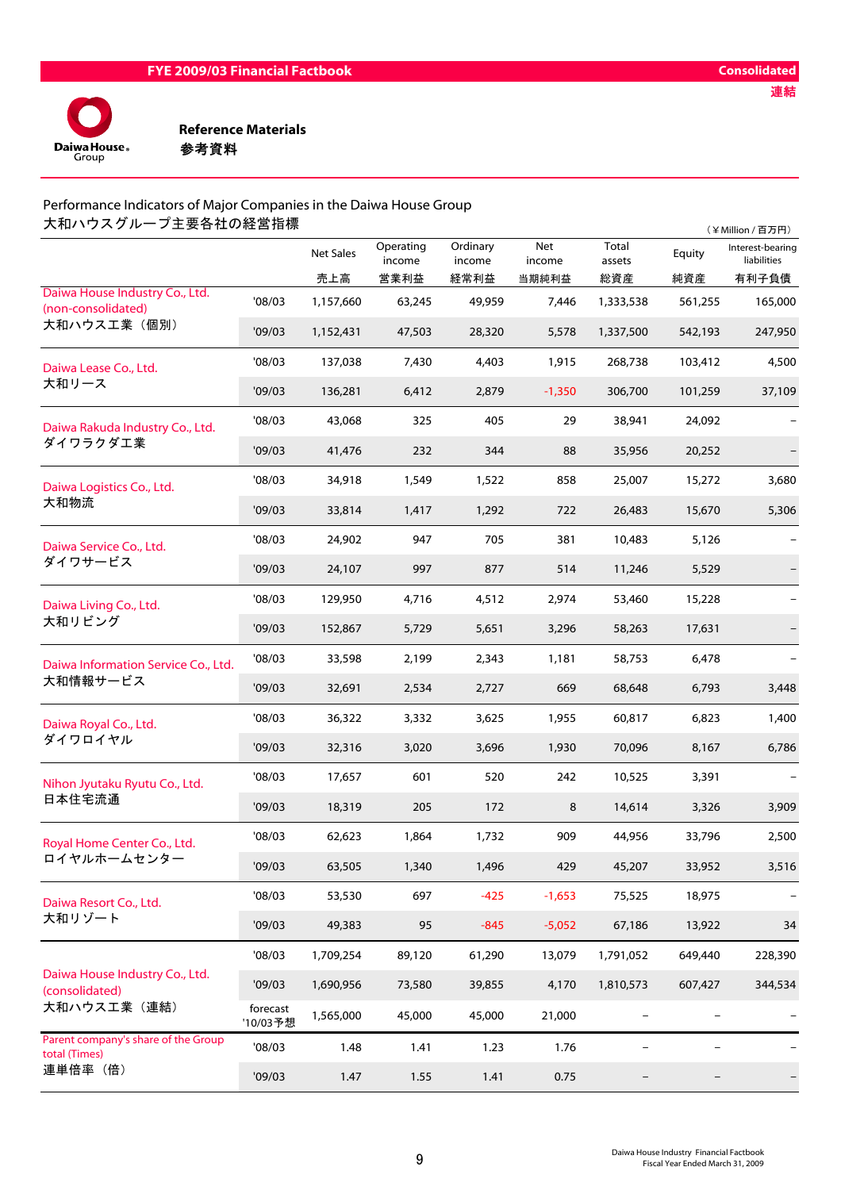## Reference Materials
## 参考資料

### Performance Indicators of Major Companies in the Daiwa House Group
### 大和ハウスグループ主要各社の経営指標

（¥Million / 百万円）

| | | Net Sales 売上高 | Operating income 営業利益 | Ordinary income 経常利益 | Net income 当期純利益 | Total assets 総資産 | Equity 純資産 | Interest-bearing liabilities 有利子負債 |
|---|---|---|---|---|---|---|---|---|
| Daiwa House Industry Co., Ltd. (non-consolidated) 大和ハウス工業（個別） | '08/03 | 1,157,660 | 63,245 | 49,959 | 7,446 | 1,333,538 | 561,255 | 165,000 |
| | '09/03 | 1,152,431 | 47,503 | 28,320 | 5,578 | 1,337,500 | 542,193 | 247,950 |
| Daiwa Lease Co., Ltd. 大和リース | '08/03 | 137,038 | 7,430 | 4,403 | 1,915 | 268,738 | 103,412 | 4,500 |
| | '09/03 | 136,281 | 6,412 | 2,879 | -1,350 | 306,700 | 101,259 | 37,109 |
| Daiwa Rakuda Industry Co., Ltd. ダイワラクダ工業 | '08/03 | 43,068 | 325 | 405 | 29 | 38,941 | 24,092 | – |
| | '09/03 | 41,476 | 232 | 344 | 88 | 35,956 | 20,252 | – |
| Daiwa Logistics Co., Ltd. 大和物流 | '08/03 | 34,918 | 1,549 | 1,522 | 858 | 25,007 | 15,272 | 3,680 |
| | '09/03 | 33,814 | 1,417 | 1,292 | 722 | 26,483 | 15,670 | 5,306 |
| Daiwa Service Co., Ltd. ダイワサービス | '08/03 | 24,902 | 947 | 705 | 381 | 10,483 | 5,126 | – |
| | '09/03 | 24,107 | 997 | 877 | 514 | 11,246 | 5,529 | – |
| Daiwa Living Co., Ltd. 大和リビング | '08/03 | 129,950 | 4,716 | 4,512 | 2,974 | 53,460 | 15,228 | – |
| | '09/03 | 152,867 | 5,729 | 5,651 | 3,296 | 58,263 | 17,631 | – |
| Daiwa Information Service Co., Ltd. 大和情報サービス | '08/03 | 33,598 | 2,199 | 2,343 | 1,181 | 58,753 | 6,478 | – |
| | '09/03 | 32,691 | 2,534 | 2,727 | 669 | 68,648 | 6,793 | 3,448 |
| Daiwa Royal Co., Ltd. ダイワロイヤル | '08/03 | 36,322 | 3,332 | 3,625 | 1,955 | 60,817 | 6,823 | 1,400 |
| | '09/03 | 32,316 | 3,020 | 3,696 | 1,930 | 70,096 | 8,167 | 6,786 |
| Nihon Jyutaku Ryutu Co., Ltd. 日本住宅流通 | '08/03 | 17,657 | 601 | 520 | 242 | 10,525 | 3,391 | – |
| | '09/03 | 18,319 | 205 | 172 | 8 | 14,614 | 3,326 | 3,909 |
| Royal Home Center Co., Ltd. ロイヤルホームセンター | '08/03 | 62,623 | 1,864 | 1,732 | 909 | 44,956 | 33,796 | 2,500 |
| | '09/03 | 63,505 | 1,340 | 1,496 | 429 | 45,207 | 33,952 | 3,516 |
| Daiwa Resort Co., Ltd. 大和リゾート | '08/03 | 53,530 | 697 | -425 | -1,653 | 75,525 | 18,975 | – |
| | '09/03 | 49,383 | 95 | -845 | -5,052 | 67,186 | 13,922 | 34 |
| Daiwa House Industry Co., Ltd. (consolidated) 大和ハウス工業（連結） | '08/03 | 1,709,254 | 89,120 | 61,290 | 13,079 | 1,791,052 | 649,440 | 228,390 |
| | '09/03 | 1,690,956 | 73,580 | 39,855 | 4,170 | 1,810,573 | 607,427 | 344,534 |
| | forecast '10/03予想 | 1,565,000 | 45,000 | 45,000 | 21,000 | – | – | – |
| Parent company's share of the Group total (Times) 連単倍率（倍） | '08/03 | 1.48 | 1.41 | 1.23 | 1.76 | – | – | – |
| | '09/03 | 1.47 | 1.55 | 1.41 | 0.75 | – | – | – |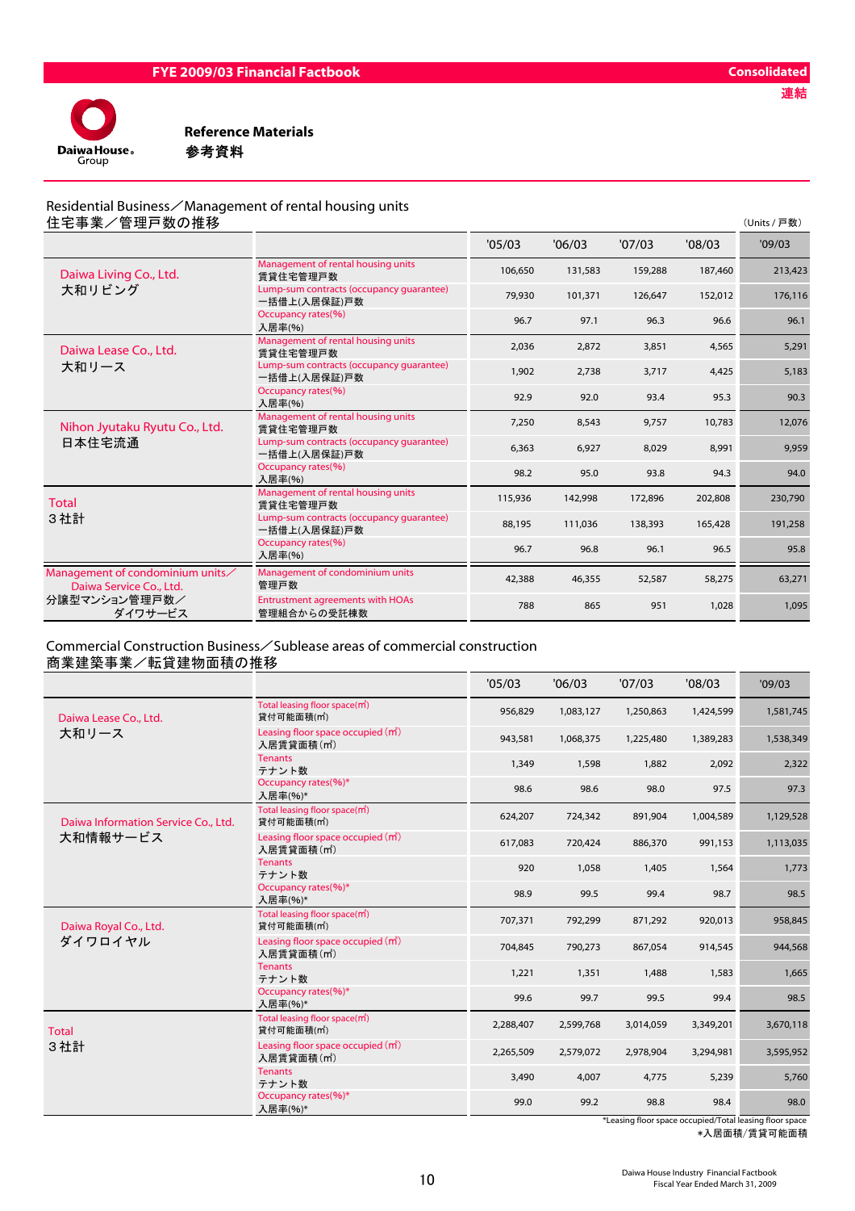FYE 2009/03 Financial Factbook

Consolidated
連結

## Reference Materials
## 参考資料

### Residential Business／Management of rental housing units
### 住宅事業／管理戸数の推移

（Units / 戸数）

| | | '05/03 | '06/03 | '07/03 | '08/03 | '09/03 |
|---|---|---|---|---|---|---|
| Daiwa Living Co., Ltd. 大和リビング | Management of rental housing units 賃貸住宅管理戸数 | 106,650 | 131,583 | 159,288 | 187,460 | 213,423 |
| | Lump-sum contracts (occupancy guarantee) 一括借上(入居保証)戸数 | 79,930 | 101,371 | 126,647 | 152,012 | 176,116 |
| | Occupancy rates(%) 入居率(%) | 96.7 | 97.1 | 96.3 | 96.6 | 96.1 |
| Daiwa Lease Co., Ltd. 大和リース | Management of rental housing units 賃貸住宅管理戸数 | 2,036 | 2,872 | 3,851 | 4,565 | 5,291 |
| | Lump-sum contracts (occupancy guarantee) 一括借上(入居保証)戸数 | 1,902 | 2,738 | 3,717 | 4,425 | 5,183 |
| | Occupancy rates(%) 入居率(%) | 92.9 | 92.0 | 93.4 | 95.3 | 90.3 |
| Nihon Jyutaku Ryutu Co., Ltd. 日本住宅流通 | Management of rental housing units 賃貸住宅管理戸数 | 7,250 | 8,543 | 9,757 | 10,783 | 12,076 |
| | Lump-sum contracts (occupancy guarantee) 一括借上(入居保証)戸数 | 6,363 | 6,927 | 8,029 | 8,991 | 9,959 |
| | Occupancy rates(%) 入居率(%) | 98.2 | 95.0 | 93.8 | 94.3 | 94.0 |
| Total 3社計 | Management of rental housing units 賃貸住宅管理戸数 | 115,936 | 142,998 | 172,896 | 202,808 | 230,790 |
| | Lump-sum contracts (occupancy guarantee) 一括借上(入居保証)戸数 | 88,195 | 111,036 | 138,393 | 165,428 | 191,258 |
| | Occupancy rates(%) 入居率(%) | 96.7 | 96.8 | 96.1 | 96.5 | 95.8 |
| Management of condominium units／Daiwa Service Co., Ltd. 分譲型マンション管理戸数／ダイワサービス | Management of condominium units 管理戸数 | 42,388 | 46,355 | 52,587 | 58,275 | 63,271 |
| | Entrustment agreements with HOAs 管理組合からの受託棟数 | 788 | 865 | 951 | 1,028 | 1,095 |

### Commercial Construction Business／Sublease areas of commercial construction
### 商業建築事業／転貸建物面積の推移

| | | '05/03 | '06/03 | '07/03 | '08/03 | '09/03 |
|---|---|---|---|---|---|---|
| Daiwa Lease Co., Ltd. 大和リース | Total leasing floor space(㎡) 貸付可能面積(㎡) | 956,829 | 1,083,127 | 1,250,863 | 1,424,599 | 1,581,745 |
| | Leasing floor space occupied (㎡) 入居賃貸面積(㎡) | 943,581 | 1,068,375 | 1,225,480 | 1,389,283 | 1,538,349 |
| | Tenants テナント数 | 1,349 | 1,598 | 1,882 | 2,092 | 2,322 |
| | Occupancy rates(%)* 入居率(%)* | 98.6 | 98.6 | 98.0 | 97.5 | 97.3 |
| Daiwa Information Service Co., Ltd. 大和情報サービス | Total leasing floor space(㎡) 貸付可能面積(㎡) | 624,207 | 724,342 | 891,904 | 1,004,589 | 1,129,528 |
| | Leasing floor space occupied (㎡) 入居賃貸面積(㎡) | 617,083 | 720,424 | 886,370 | 991,153 | 1,113,035 |
| | Tenants テナント数 | 920 | 1,058 | 1,405 | 1,564 | 1,773 |
| | Occupancy rates(%)* 入居率(%)* | 98.9 | 99.5 | 99.4 | 98.7 | 98.5 |
| Daiwa Royal Co., Ltd. ダイワロイヤル | Total leasing floor space(㎡) 貸付可能面積(㎡) | 707,371 | 792,299 | 871,292 | 920,013 | 958,845 |
| | Leasing floor space occupied (㎡) 入居賃貸面積(㎡) | 704,845 | 790,273 | 867,054 | 914,545 | 944,568 |
| | Tenants テナント数 | 1,221 | 1,351 | 1,488 | 1,583 | 1,665 |
| | Occupancy rates(%)* 入居率(%)* | 99.6 | 99.7 | 99.5 | 99.4 | 98.5 |
| Total 3社計 | Total leasing floor space(㎡) 貸付可能面積(㎡) | 2,288,407 | 2,599,768 | 3,014,059 | 3,349,201 | 3,670,118 |
| | Leasing floor space occupied (㎡) 入居賃貸面積(㎡) | 2,265,509 | 2,579,072 | 2,978,904 | 3,294,981 | 3,595,952 |
| | Tenants テナント数 | 3,490 | 4,007 | 4,775 | 5,239 | 5,760 |
| | Occupancy rates(%)* 入居率(%)* | 99.0 | 99.2 | 98.8 | 98.4 | 98.0 |

*Leasing floor space occupied/Total leasing floor space
*入居面積/賃貸可能面積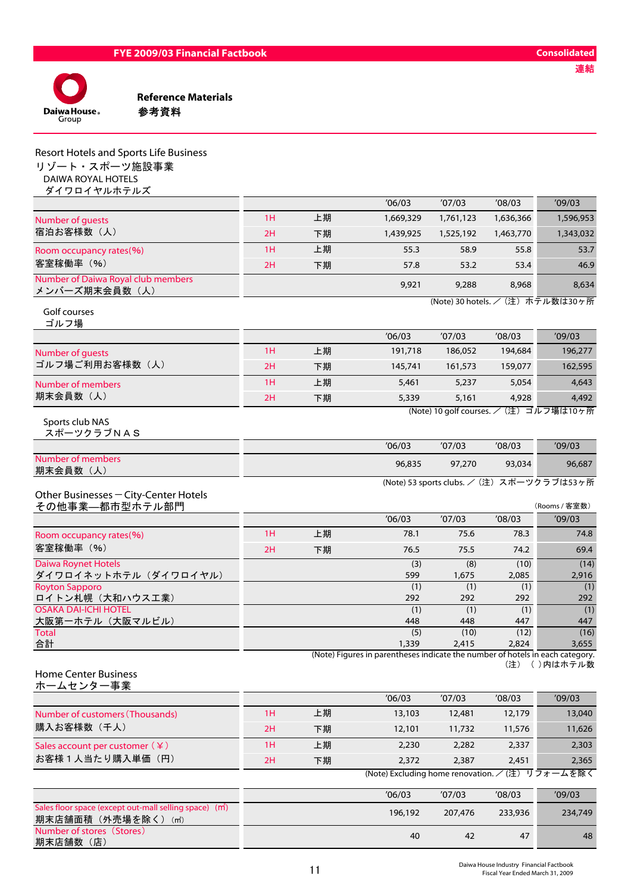FYE 2009/03 Financial Factbook

Consolidated
連結

## Reference Materials
## 参考資料

### Resort Hotels and Sports Life Business
### リゾート・スポーツ施設事業

DAIWA ROYAL HOTELS
ダイワロイヤルホテルズ

| | | | '06/03 | '07/03 | '08/03 | '09/03 |
|---|---|---|---|---|---|---|
| Number of guests 宿泊お客様数（人） | 1H | 上期 | 1,669,329 | 1,761,123 | 1,636,366 | 1,596,953 |
| | 2H | 下期 | 1,439,925 | 1,525,192 | 1,463,770 | 1,343,032 |
| Room occupancy rates(%) 客室稼働率（%） | 1H | 上期 | 55.3 | 58.9 | 55.8 | 53.7 |
| | 2H | 下期 | 57.8 | 53.2 | 53.4 | 46.9 |
| Number of Daiwa Royal club members メンバーズ期末会員数（人） | | | 9,921 | 9,288 | 8,968 | 8,634 |

(Note) 30 hotels. ／（注）ホテル数は30ヶ所

Golf courses
ゴルフ場

| | | | '06/03 | '07/03 | '08/03 | '09/03 |
|---|---|---|---|---|---|---|
| Number of guests ゴルフ場ご利用お客様数（人） | 1H | 上期 | 191,718 | 186,052 | 194,684 | 196,277 |
| | 2H | 下期 | 145,741 | 161,573 | 159,077 | 162,595 |
| Number of members 期末会員数（人） | 1H | 上期 | 5,461 | 5,237 | 5,054 | 4,643 |
| | 2H | 下期 | 5,339 | 5,161 | 4,928 | 4,492 |

(Note) 10 golf courses. ／（注）ゴルフ場は10ヶ所

Sports club NAS
スポーツクラブＮＡＳ

| | '06/03 | '07/03 | '08/03 | '09/03 |
|---|---|---|---|---|
| Number of members 期末会員数（人） | 96,835 | 97,270 | 93,034 | 96,687 |

(Note) 53 sports clubs. ／（注）スポーツクラブは53ヶ所

### Other Businesses－City-Center Hotels
### その他事業—都市型ホテル部門

（Rooms / 客室数）

| | | | '06/03 | '07/03 | '08/03 | '09/03 |
|---|---|---|---|---|---|---|
| Room occupancy rates(%) 客室稼働率（%） | 1H | 上期 | 78.1 | 75.6 | 78.3 | 74.8 |
| | 2H | 下期 | 76.5 | 75.5 | 74.2 | 69.4 |
| Daiwa Roynet Hotels ダイワロイネットホテル（ダイワロイヤル） | | | (3) 599 | (8) 1,675 | (10) 2,085 | (14) 2,916 |
| Royton Sapporo ロイトン札幌（大和ハウス工業） | | | (1) 292 | (1) 292 | (1) 292 | (1) 292 |
| OSAKA DAI-ICHI HOTEL 大阪第一ホテル（大阪マルビル） | | | (1) 448 | (1) 448 | (1) 447 | (1) 447 |
| Total 合計 | | | (5) 1,339 | (10) 2,415 | (12) 2,824 | (16) 3,655 |

(Note) Figures in parentheses indicate the number of hotels in each category.
（注）（ ）内はホテル数

### Home Center Business
### ホームセンター事業

| | | | '06/03 | '07/03 | '08/03 | '09/03 |
|---|---|---|---|---|---|---|
| Number of customers（Thousands) 購入お客様数（千人） | 1H | 上期 | 13,103 | 12,481 | 12,179 | 13,040 |
| | 2H | 下期 | 12,101 | 11,732 | 11,576 | 11,626 |
| Sales account per customer（¥） お客様１人当たり購入単価（円） | 1H | 上期 | 2,230 | 2,282 | 2,337 | 2,303 |
| | 2H | 下期 | 2,372 | 2,387 | 2,451 | 2,365 |

(Note) Excluding home renovation. ／（注）リフォームを除く

| | '06/03 | '07/03 | '08/03 | '09/03 |
|---|---|---|---|---|
| Sales floor space (except out-mall selling space)（㎡） 期末店舗面積（外売場を除く）（㎡） | 196,192 | 207,476 | 233,936 | 234,749 |
| Number of stores（Stores） 期末店舗数（店） | 40 | 42 | 47 | 48 |

Daiwa House Industry Financial Factbook
Fiscal Year Ended March 31, 2009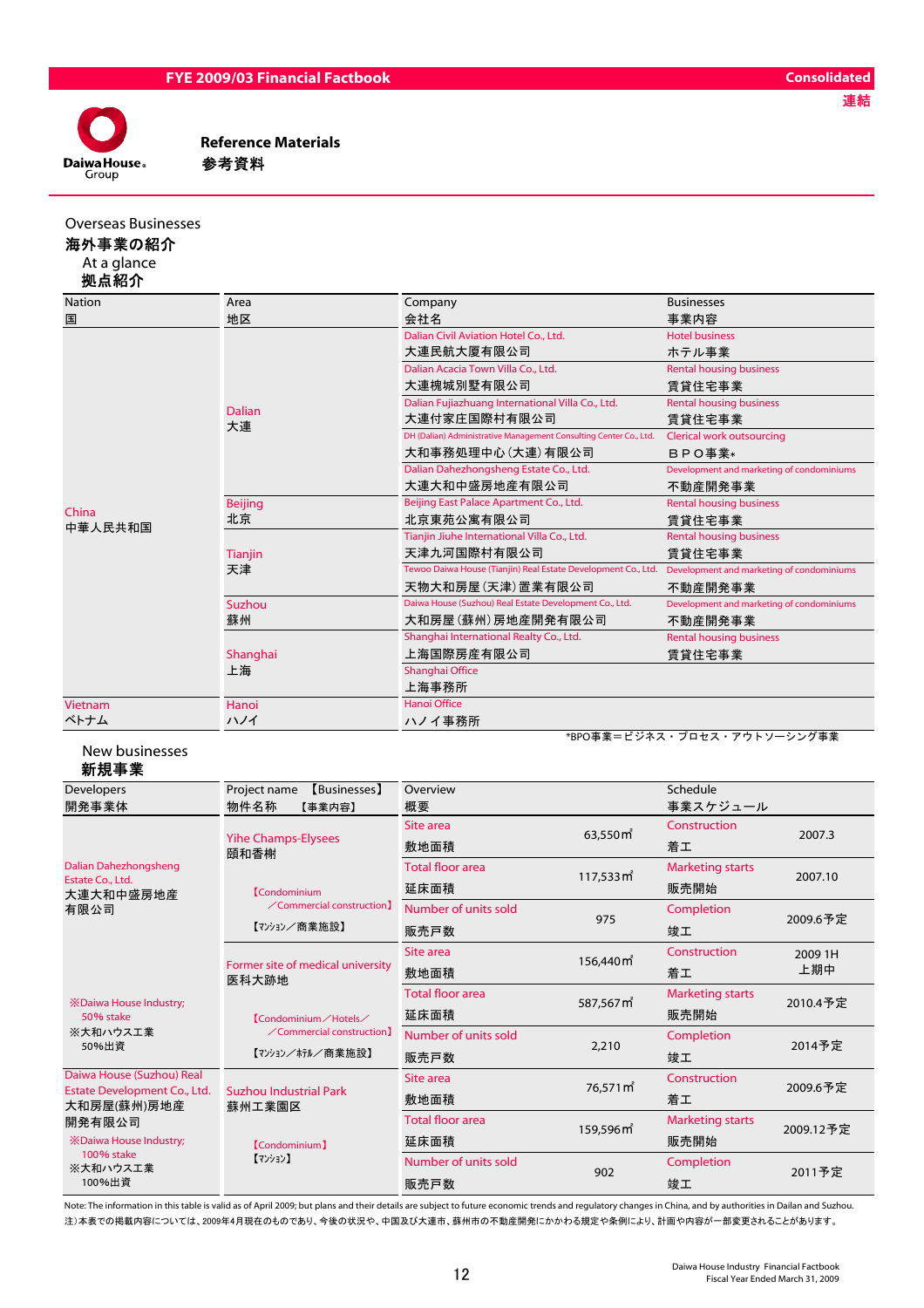# Reference Materials
# 参考資料

## Overseas Businesses
## 海外事業の紹介

### At a glance
### 拠点紹介

| Nation<br>国 | Area<br>地区 | Company<br>会社名 | Businesses<br>事業内容 |
|---|---|---|---|
| China<br>中華人民共和国 | Dalian<br>大連 | Dalian Civil Aviation Hotel Co., Ltd.<br>大連民航大厦有限公司 | Hotel business<br>ホテル事業 |
| | | Dalian Acacia Town Villa Co., Ltd.<br>大連槐城別墅有限公司 | Rental housing business<br>賃貸住宅事業 |
| | | Dalian Fujiazhuang International Villa Co., Ltd.<br>大連付家庄国際村有限公司 | Rental housing business<br>賃貸住宅事業 |
| | | DH (Dalian) Administrative Management Consulting Center Co., Ltd.<br>大和事務処理中心（大連）有限公司 | Clerical work outsourcing<br>ＢＰＯ事業* |
| | | Dalian Dahezhongsheng Estate Co., Ltd.<br>大連大和中盛房地産有限公司 | Development and marketing of condominiums<br>不動産開発事業 |
| | Beijing<br>北京 | Beijing East Palace Apartment Co., Ltd.<br>北京東苑公寓有限公司 | Rental housing business<br>賃貸住宅事業 |
| | Tianjin<br>天津 | Tianjin Jiuhe International Villa Co., Ltd.<br>天津九河国際村有限公司 | Rental housing business<br>賃貸住宅事業 |
| | | Tewoo Daiwa House (Tianjin) Real Estate Development Co., Ltd.<br>天物大和房屋（天津）置業有限公司 | Development and marketing of condominiums<br>不動産開発事業 |
| | Suzhou<br>蘇州 | Daiwa House (Suzhou) Real Estate Development Co., Ltd.<br>大和房屋（蘇州）房地産開発有限公司 | Development and marketing of condominiums<br>不動産開発事業 |
| | Shanghai<br>上海 | Shanghai International Realty Co., Ltd.<br>上海国際房産有限公司 | Rental housing business<br>賃貸住宅事業 |
| | | Shanghai Office<br>上海事務所 | |
| Vietnam<br>ベトナム | Hanoi<br>ハノイ | Hanoi Office<br>ハノイ事務所 | |

*BPO事業＝ビジネス・プロセス・アウトソーシング事業

### New businesses
### 新規事業

| Developers<br>開発事業体 | Project name 【Businesses】<br>物件名称 【事業内容】 | Overview<br>概要 | | Schedule<br>事業スケジュール | |
|---|---|---|---|---|---|
| Dalian Dahezhongsheng Estate Co., Ltd.<br>大連大和中盛房地産有限公司 | Yihe Champs-Elysees<br>頤和香榭<br>【Condominium／Commercial construction】<br>【マンション／商業施設】 | Site area<br>敷地面積 | 63,550㎡ | Construction<br>着工 | 2007.3 |
| | | Total floor area<br>延床面積 | 117,533㎡ | Marketing starts<br>販売開始 | 2007.10 |
| | | Number of units sold<br>販売戸数 | 975 | Completion<br>竣工 | 2009.6予定 |
| ※Daiwa House Industry; 50% stake<br>※大和ハウス工業 50%出資 | Former site of medical university<br>医科大跡地<br>【Condominium／Hotels／Commercial construction】<br>【マンション／ホテル／商業施設】 | Site area<br>敷地面積 | 156,440㎡ | Construction<br>着工 | 2009 1H<br>上期中 |
| | | Total floor area<br>延床面積 | 587,567㎡ | Marketing starts<br>販売開始 | 2010.4予定 |
| | | Number of units sold<br>販売戸数 | 2,210 | Completion<br>竣工 | 2014予定 |
| Daiwa House (Suzhou) Real Estate Development Co., Ltd.<br>大和房屋(蘇州)房地産開発有限公司<br>※Daiwa House Industry; 100% stake<br>※大和ハウス工業 100%出資 | Suzhou Industrial Park<br>蘇州工業園区<br>【Condominium】<br>【マンション】 | Site area<br>敷地面積 | 76,571㎡ | Construction<br>着工 | 2009.6予定 |
| | | Total floor area<br>延床面積 | 159,596㎡ | Marketing starts<br>販売開始 | 2009.12予定 |
| | | Number of units sold<br>販売戸数 | 902 | Completion<br>竣工 | 2011予定 |

Note: The information in this table is valid as of April 2009; but plans and their details are subject to future economic trends and regulatory changes in China, and by authorities in Dailan and Suzhou.
注）本表での掲載内容については、2009年4月現在のものであり、今後の状況や、中国及び大連市、蘇州市の不動産開発にかかわる規定や条例により、計画や内容が一部変更されることがあります。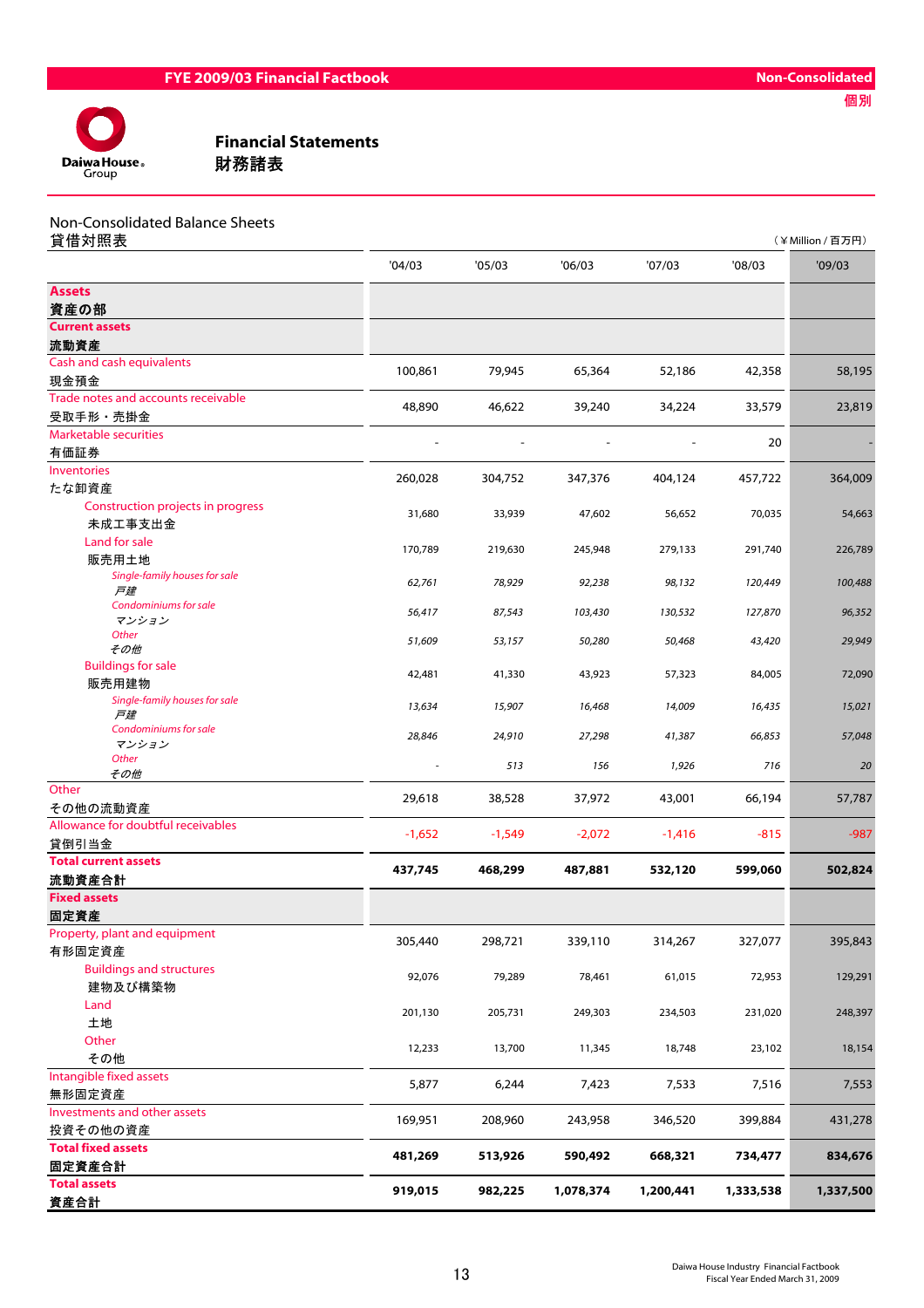FYE 2009/03 Financial Factbook　Non-Consolidated 個別

Daiwa House Group

# Financial Statements
# 財務諸表

## Non-Consolidated Balance Sheets
## 貸借対照表

(￥Million / 百万円)

| | '04/03 | '05/03 | '06/03 | '07/03 | '08/03 | '09/03 |
|---|---|---|---|---|---|---|
| **Assets** 資産の部 | | | | | | |
| **Current assets** 流動資産 | | | | | | |
| Cash and cash equivalents 現金預金 | 100,861 | 79,945 | 65,364 | 52,186 | 42,358 | 58,195 |
| Trade notes and accounts receivable 受取手形・売掛金 | 48,890 | 46,622 | 39,240 | 34,224 | 33,579 | 23,819 |
| Marketable securities 有価証券 | - | - | - | - | 20 | - |
| Inventories たな卸資産 | 260,028 | 304,752 | 347,376 | 404,124 | 457,722 | 364,009 |
| Construction projects in progress 未成工事支出金 | 31,680 | 33,939 | 47,602 | 56,652 | 70,035 | 54,663 |
| Land for sale 販売用土地 | 170,789 | 219,630 | 245,948 | 279,133 | 291,740 | 226,789 |
| *Single-family houses for sale 戸建* | *62,761* | *78,929* | *92,238* | *98,132* | *120,449* | *100,488* |
| *Condominiums for sale マンション* | *56,417* | *87,543* | *103,430* | *130,532* | *127,870* | *96,352* |
| *Other その他* | *51,609* | *53,157* | *50,280* | *50,468* | *43,420* | *29,949* |
| Buildings for sale 販売用建物 | 42,481 | 41,330 | 43,923 | 57,323 | 84,005 | 72,090 |
| *Single-family houses for sale 戸建* | *13,634* | *15,907* | *16,468* | *14,009* | *16,435* | *15,021* |
| *Condominiums for sale マンション* | *28,846* | *24,910* | *27,298* | *41,387* | *66,853* | *57,048* |
| *Other その他* | *-* | *513* | *156* | *1,926* | *716* | *20* |
| Other その他の流動資産 | 29,618 | 38,528 | 37,972 | 43,001 | 66,194 | 57,787 |
| Allowance for doubtful receivables 貸倒引当金 | -1,652 | -1,549 | -2,072 | -1,416 | -815 | -987 |
| **Total current assets 流動資産合計** | **437,745** | **468,299** | **487,881** | **532,120** | **599,060** | **502,824** |
| **Fixed assets** 固定資産 | | | | | | |
| Property, plant and equipment 有形固定資産 | 305,440 | 298,721 | 339,110 | 314,267 | 327,077 | 395,843 |
| Buildings and structures 建物及び構築物 | 92,076 | 79,289 | 78,461 | 61,015 | 72,953 | 129,291 |
| Land 土地 | 201,130 | 205,731 | 249,303 | 234,503 | 231,020 | 248,397 |
| Other その他 | 12,233 | 13,700 | 11,345 | 18,748 | 23,102 | 18,154 |
| Intangible fixed assets 無形固定資産 | 5,877 | 6,244 | 7,423 | 7,533 | 7,516 | 7,553 |
| Investments and other assets 投資その他の資産 | 169,951 | 208,960 | 243,958 | 346,520 | 399,884 | 431,278 |
| **Total fixed assets 固定資産合計** | **481,269** | **513,926** | **590,492** | **668,321** | **734,477** | **834,676** |
| **Total assets 資産合計** | **919,015** | **982,225** | **1,078,374** | **1,200,441** | **1,333,538** | **1,337,500** |

Daiwa House Industry Financial Factbook
Fiscal Year Ended March 31, 2009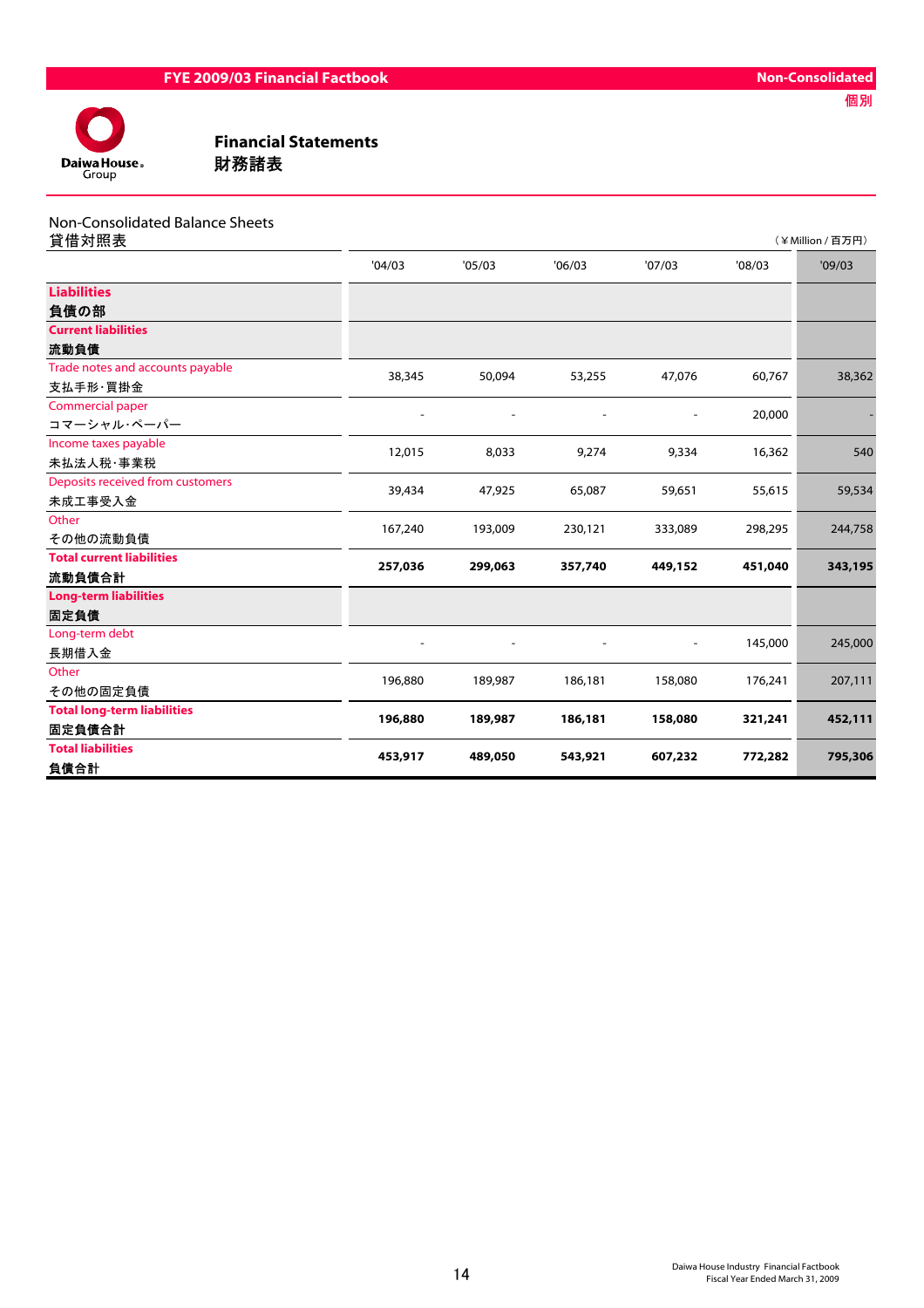# Financial Statements
# 財務諸表

## Non-Consolidated Balance Sheets
## 貸借対照表

（￥Million / 百万円）

| | '04/03 | '05/03 | '06/03 | '07/03 | '08/03 | '09/03 |
|---|---|---|---|---|---|---|
| **Liabilities 負債の部** | | | | | | |
| **Current liabilities 流動負債** | | | | | | |
| Trade notes and accounts payable 支払手形･買掛金 | 38,345 | 50,094 | 53,255 | 47,076 | 60,767 | 38,362 |
| Commercial paper コマーシャル･ペーパー | - | - | - | - | 20,000 | - |
| Income taxes payable 未払法人税･事業税 | 12,015 | 8,033 | 9,274 | 9,334 | 16,362 | 540 |
| Deposits received from customers 未成工事受入金 | 39,434 | 47,925 | 65,087 | 59,651 | 55,615 | 59,534 |
| Other その他の流動負債 | 167,240 | 193,009 | 230,121 | 333,089 | 298,295 | 244,758 |
| **Total current liabilities 流動負債合計** | **257,036** | **299,063** | **357,740** | **449,152** | **451,040** | **343,195** |
| **Long-term liabilities 固定負債** | | | | | | |
| Long-term debt 長期借入金 | - | - | - | - | 145,000 | 245,000 |
| Other その他の固定負債 | 196,880 | 189,987 | 186,181 | 158,080 | 176,241 | 207,111 |
| **Total long-term liabilities 固定負債合計** | **196,880** | **189,987** | **186,181** | **158,080** | **321,241** | **452,111** |
| **Total liabilities 負債合計** | **453,917** | **489,050** | **543,921** | **607,232** | **772,282** | **795,306** |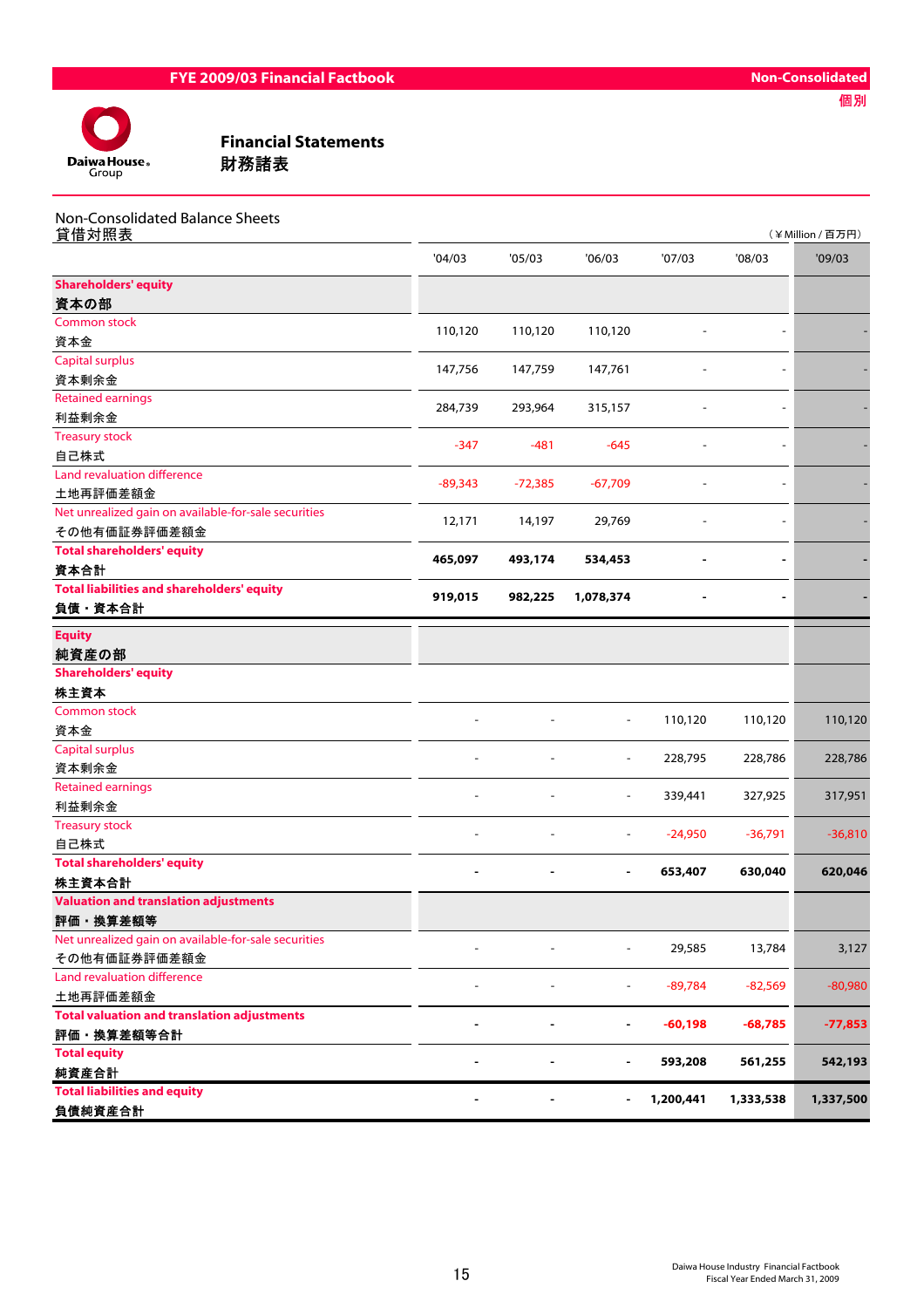# Financial Statements
# 財務諸表

## Non-Consolidated Balance Sheets
## 貸借対照表

（¥Million / 百万円）

| | '04/03 | '05/03 | '06/03 | '07/03 | '08/03 | '09/03 |
|---|---|---|---|---|---|---|
| **Shareholders' equity 資本の部** | | | | | | |
| Common stock 資本金 | 110,120 | 110,120 | 110,120 | - | - | - |
| Capital surplus 資本剰余金 | 147,756 | 147,759 | 147,761 | - | - | - |
| Retained earnings 利益剰余金 | 284,739 | 293,964 | 315,157 | - | - | - |
| Treasury stock 自己株式 | -347 | -481 | -645 | - | - | - |
| Land revaluation difference 土地再評価差額金 | -89,343 | -72,385 | -67,709 | - | - | - |
| Net unrealized gain on available-for-sale securities その他有価証券評価差額金 | 12,171 | 14,197 | 29,769 | - | - | - |
| **Total shareholders' equity 資本合計** | **465,097** | **493,174** | **534,453** | **-** | **-** | **-** |
| **Total liabilities and shareholders' equity 負債・資本合計** | **919,015** | **982,225** | **1,078,374** | **-** | **-** | **-** |
| **Equity 純資産の部** | | | | | | |
| **Shareholders' equity 株主資本** | | | | | | |
| Common stock 資本金 | - | - | - | 110,120 | 110,120 | 110,120 |
| Capital surplus 資本剰余金 | - | - | - | 228,795 | 228,786 | 228,786 |
| Retained earnings 利益剰余金 | - | - | - | 339,441 | 327,925 | 317,951 |
| Treasury stock 自己株式 | - | - | - | -24,950 | -36,791 | -36,810 |
| **Total shareholders' equity 株主資本合計** | **-** | **-** | **-** | **653,407** | **630,040** | **620,046** |
| **Valuation and translation adjustments 評価・換算差額等** | | | | | | |
| Net unrealized gain on available-for-sale securities その他有価証券評価差額金 | - | - | - | 29,585 | 13,784 | 3,127 |
| Land revaluation difference 土地再評価差額金 | - | - | - | -89,784 | -82,569 | -80,980 |
| **Total valuation and translation adjustments 評価・換算差額等合計** | **-** | **-** | **-** | **-60,198** | **-68,785** | **-77,853** |
| **Total equity 純資産合計** | **-** | **-** | **-** | **593,208** | **561,255** | **542,193** |
| **Total liabilities and equity 負債純資産合計** | **-** | **-** | **-** | **1,200,441** | **1,333,538** | **1,337,500** |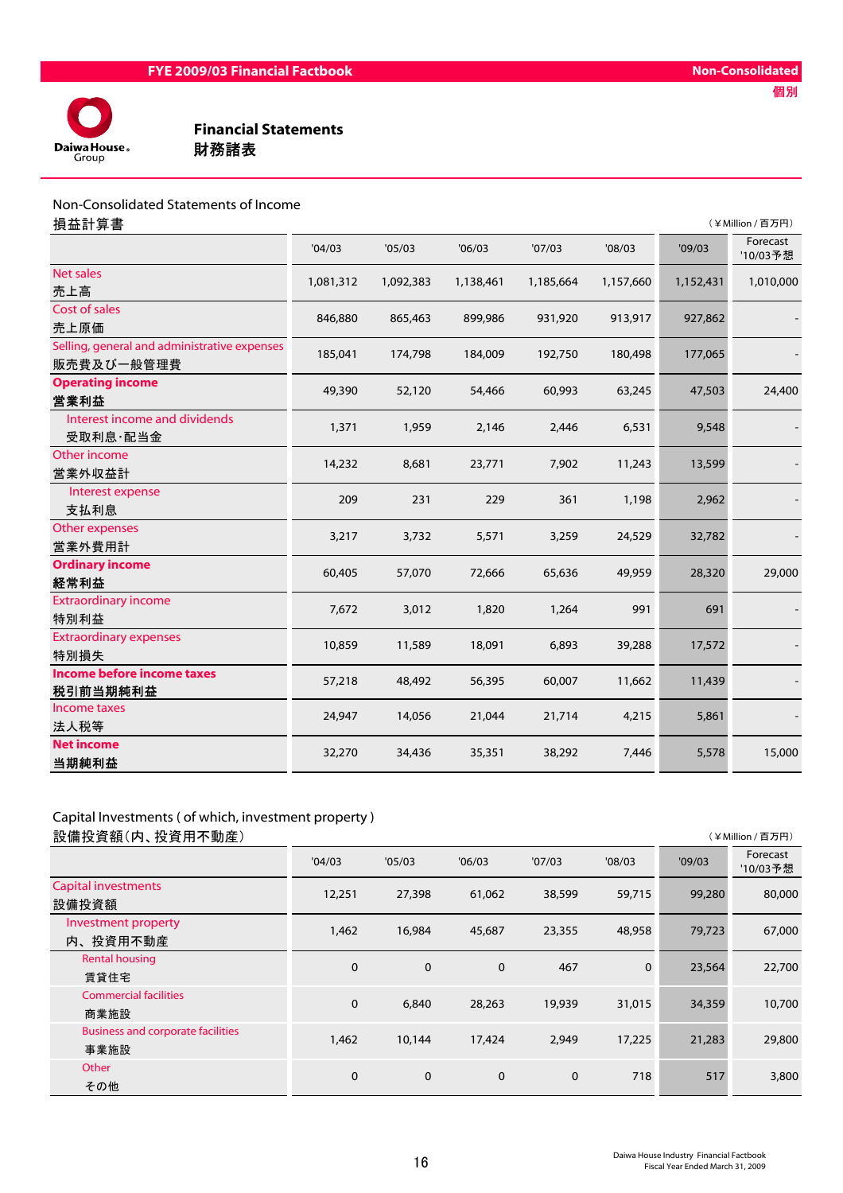# Financial Statements
# 財務諸表

## Non-Consolidated Statements of Income
## 損益計算書

（¥Million / 百万円）

| | '04/03 | '05/03 | '06/03 | '07/03 | '08/03 | '09/03 | Forecast '10/03予想 |
|---|---|---|---|---|---|---|---|
| Net sales 売上高 | 1,081,312 | 1,092,383 | 1,138,461 | 1,185,664 | 1,157,660 | 1,152,431 | 1,010,000 |
| Cost of sales 売上原価 | 846,880 | 865,463 | 899,986 | 931,920 | 913,917 | 927,862 | - |
| Selling, general and administrative expenses 販売費及び一般管理費 | 185,041 | 174,798 | 184,009 | 192,750 | 180,498 | 177,065 | - |
| **Operating income 営業利益** | 49,390 | 52,120 | 54,466 | 60,993 | 63,245 | 47,503 | 24,400 |
| Interest income and dividends 受取利息･配当金 | 1,371 | 1,959 | 2,146 | 2,446 | 6,531 | 9,548 | - |
| Other income 営業外収益計 | 14,232 | 8,681 | 23,771 | 7,902 | 11,243 | 13,599 | - |
| Interest expense 支払利息 | 209 | 231 | 229 | 361 | 1,198 | 2,962 | - |
| Other expenses 営業外費用計 | 3,217 | 3,732 | 5,571 | 3,259 | 24,529 | 32,782 | - |
| **Ordinary income 経常利益** | 60,405 | 57,070 | 72,666 | 65,636 | 49,959 | 28,320 | 29,000 |
| Extraordinary income 特別利益 | 7,672 | 3,012 | 1,820 | 1,264 | 991 | 691 | - |
| Extraordinary expenses 特別損失 | 10,859 | 11,589 | 18,091 | 6,893 | 39,288 | 17,572 | - |
| **Income before income taxes 税引前当期純利益** | 57,218 | 48,492 | 56,395 | 60,007 | 11,662 | 11,439 | - |
| Income taxes 法人税等 | 24,947 | 14,056 | 21,044 | 21,714 | 4,215 | 5,861 | - |
| **Net income 当期純利益** | 32,270 | 34,436 | 35,351 | 38,292 | 7,446 | 5,578 | 15,000 |

## Capital Investments ( of which, investment property )
## 設備投資額（内、投資用不動産）

（¥Million / 百万円）

| | '04/03 | '05/03 | '06/03 | '07/03 | '08/03 | '09/03 | Forecast '10/03予想 |
|---|---|---|---|---|---|---|---|
| Capital investments 設備投資額 | 12,251 | 27,398 | 61,062 | 38,599 | 59,715 | 99,280 | 80,000 |
| Investment property 内、投資用不動産 | 1,462 | 16,984 | 45,687 | 23,355 | 48,958 | 79,723 | 67,000 |
| Rental housing 賃貸住宅 | 0 | 0 | 0 | 467 | 0 | 23,564 | 22,700 |
| Commercial facilities 商業施設 | 0 | 6,840 | 28,263 | 19,939 | 31,015 | 34,359 | 10,700 |
| Business and corporate facilities 事業施設 | 1,462 | 10,144 | 17,424 | 2,949 | 17,225 | 21,283 | 29,800 |
| Other その他 | 0 | 0 | 0 | 0 | 718 | 517 | 3,800 |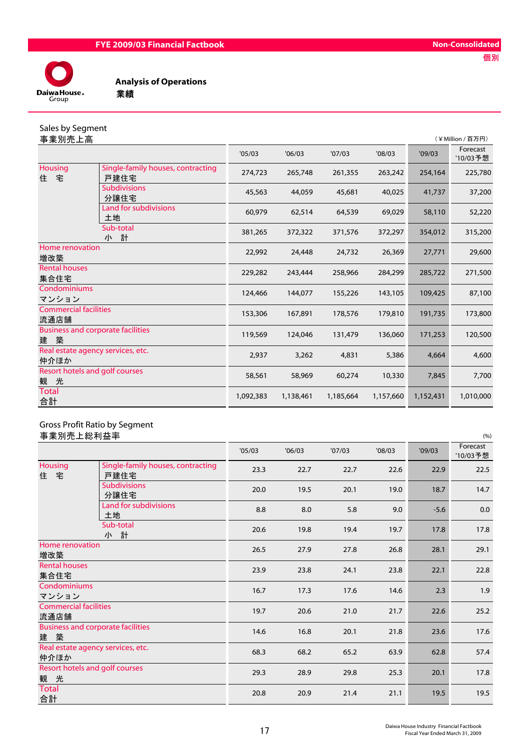FYE 2009/03 Financial Factbook

Non-Consolidated
個別

# Analysis of Operations
# 業績

## Sales by Segment
## 事業別売上高

(￥Million / 百万円)

| | | '05/03 | '06/03 | '07/03 | '08/03 | '09/03 | Forecast '10/03予想 |
|---|---|---|---|---|---|---|---|
| Housing 住　宅 | Single-family houses, contracting 戸建住宅 | 274,723 | 265,748 | 261,355 | 263,242 | 254,164 | 225,780 |
| | Subdivisions 分譲住宅 | 45,563 | 44,059 | 45,681 | 40,025 | 41,737 | 37,200 |
| | Land for subdivisions 土地 | 60,979 | 62,514 | 64,539 | 69,029 | 58,110 | 52,220 |
| | Sub-total 小　計 | 381,265 | 372,322 | 371,576 | 372,297 | 354,012 | 315,200 |
| Home renovation 増改築 | | 22,992 | 24,448 | 24,732 | 26,369 | 27,771 | 29,600 |
| Rental houses 集合住宅 | | 229,282 | 243,444 | 258,966 | 284,299 | 285,722 | 271,500 |
| Condominiums マンション | | 124,466 | 144,077 | 155,226 | 143,105 | 109,425 | 87,100 |
| Commercial facilities 流通店舗 | | 153,306 | 167,891 | 178,576 | 179,810 | 191,735 | 173,800 |
| Business and corporate facilities 建　築 | | 119,569 | 124,046 | 131,479 | 136,060 | 171,253 | 120,500 |
| Real estate agency services, etc. 仲介ほか | | 2,937 | 3,262 | 4,831 | 5,386 | 4,664 | 4,600 |
| Resort hotels and golf courses 観　光 | | 58,561 | 58,969 | 60,274 | 10,330 | 7,845 | 7,700 |
| Total 合計 | | 1,092,383 | 1,138,461 | 1,185,664 | 1,157,660 | 1,152,431 | 1,010,000 |

## Gross Profit Ratio by Segment
## 事業別売上総利益率

(%)

| | | '05/03 | '06/03 | '07/03 | '08/03 | '09/03 | Forecast '10/03予想 |
|---|---|---|---|---|---|---|---|
| Housing 住　宅 | Single-family houses, contracting 戸建住宅 | 23.3 | 22.7 | 22.7 | 22.6 | 22.9 | 22.5 |
| | Subdivisions 分譲住宅 | 20.0 | 19.5 | 20.1 | 19.0 | 18.7 | 14.7 |
| | Land for subdivisions 土地 | 8.8 | 8.0 | 5.8 | 9.0 | -5.6 | 0.0 |
| | Sub-total 小　計 | 20.6 | 19.8 | 19.4 | 19.7 | 17.8 | 17.8 |
| Home renovation 増改築 | | 26.5 | 27.9 | 27.8 | 26.8 | 28.1 | 29.1 |
| Rental houses 集合住宅 | | 23.9 | 23.8 | 24.1 | 23.8 | 22.1 | 22.8 |
| Condominiums マンション | | 16.7 | 17.3 | 17.6 | 14.6 | 2.3 | 1.9 |
| Commercial facilities 流通店舗 | | 19.7 | 20.6 | 21.0 | 21.7 | 22.6 | 25.2 |
| Business and corporate facilities 建　築 | | 14.6 | 16.8 | 20.1 | 21.8 | 23.6 | 17.6 |
| Real estate agency services, etc. 仲介ほか | | 68.3 | 68.2 | 65.2 | 63.9 | 62.8 | 57.4 |
| Resort hotels and golf courses 観　光 | | 29.3 | 28.9 | 29.8 | 25.3 | 20.1 | 17.8 |
| Total 合計 | | 20.8 | 20.9 | 21.4 | 21.1 | 19.5 | 19.5 |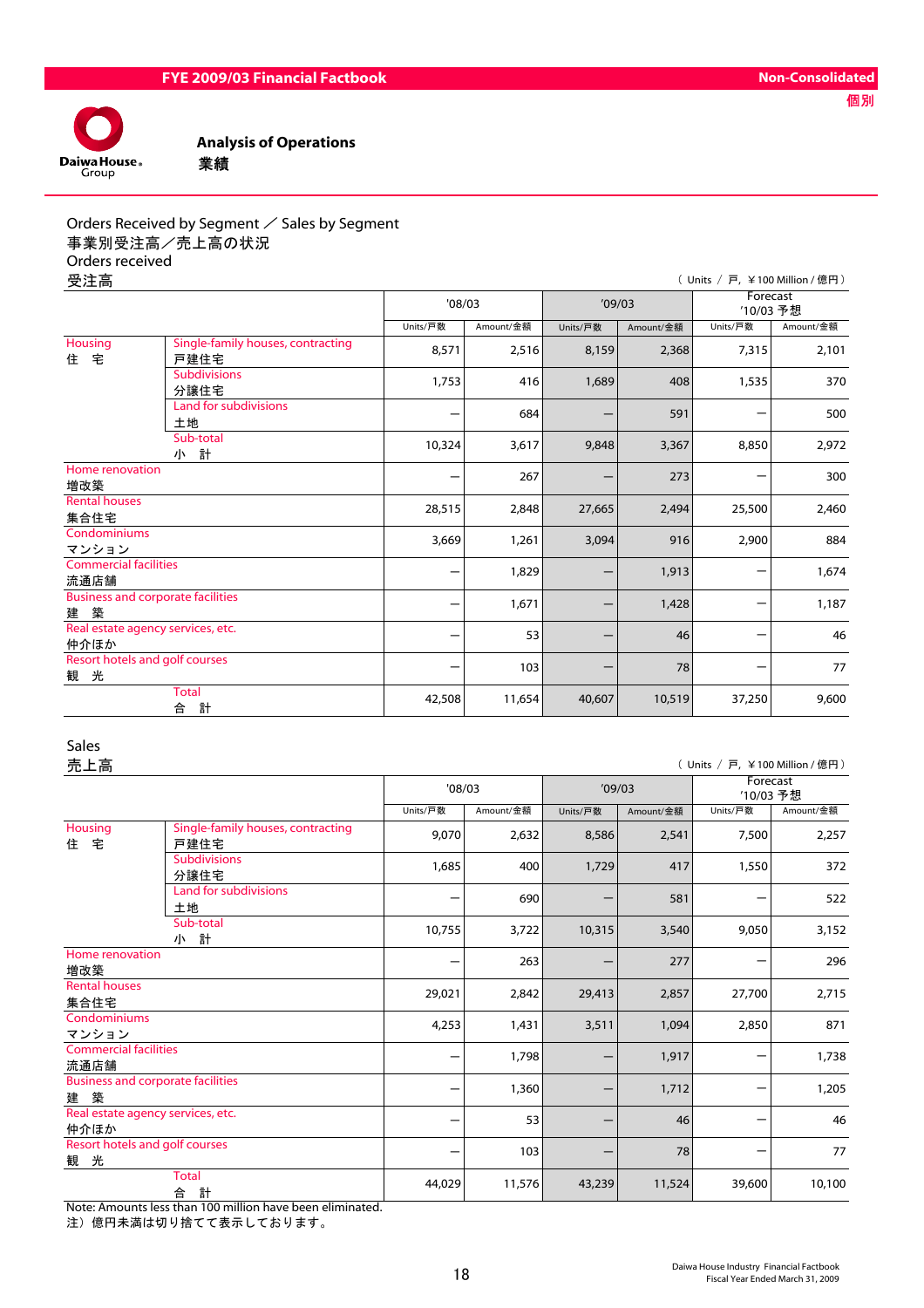Non-Consolidated
個別

# Analysis of Operations
# 業績

## Orders Received by Segment ／ Sales by Segment
## 事業別受注高／売上高の状況

### Orders received
### 受注高

（ Units ／ 戸, ￥100 Million / 億円）

| | | '08/03 | | '09/03 | | Forecast '10/03 予想 | |
|---|---|---|---|---|---|---|---|
| | | Units/戸数 | Amount/金額 | Units/戸数 | Amount/金額 | Units/戸数 | Amount/金額 |
| Housing 住　宅 | Single-family houses, contracting 戸建住宅 | 8,571 | 2,516 | 8,159 | 2,368 | 7,315 | 2,101 |
| | Subdivisions 分譲住宅 | 1,753 | 416 | 1,689 | 408 | 1,535 | 370 |
| | Land for subdivisions 土地 | ― | 684 | ― | 591 | ― | 500 |
| | Sub-total 小　計 | 10,324 | 3,617 | 9,848 | 3,367 | 8,850 | 2,972 |
| Home renovation 増改築 | | ― | 267 | ― | 273 | ― | 300 |
| Rental houses 集合住宅 | | 28,515 | 2,848 | 27,665 | 2,494 | 25,500 | 2,460 |
| Condominiums マンション | | 3,669 | 1,261 | 3,094 | 916 | 2,900 | 884 |
| Commercial facilities 流通店舗 | | ― | 1,829 | ― | 1,913 | ― | 1,674 |
| Business and corporate facilities 建　築 | | ― | 1,671 | ― | 1,428 | ― | 1,187 |
| Real estate agency services, etc. 仲介ほか | | ― | 53 | ― | 46 | ― | 46 |
| Resort hotels and golf courses 観　光 | | ― | 103 | ― | 78 | ― | 77 |
| | Total 合　計 | 42,508 | 11,654 | 40,607 | 10,519 | 37,250 | 9,600 |

### Sales
### 売上高

（ Units ／ 戸, ￥100 Million / 億円）

| | | '08/03 | | '09/03 | | Forecast '10/03 予想 | |
|---|---|---|---|---|---|---|---|
| | | Units/戸数 | Amount/金額 | Units/戸数 | Amount/金額 | Units/戸数 | Amount/金額 |
| Housing 住　宅 | Single-family houses, contracting 戸建住宅 | 9,070 | 2,632 | 8,586 | 2,541 | 7,500 | 2,257 |
| | Subdivisions 分譲住宅 | 1,685 | 400 | 1,729 | 417 | 1,550 | 372 |
| | Land for subdivisions 土地 | ― | 690 | ― | 581 | ― | 522 |
| | Sub-total 小　計 | 10,755 | 3,722 | 10,315 | 3,540 | 9,050 | 3,152 |
| Home renovation 増改築 | | ― | 263 | ― | 277 | ― | 296 |
| Rental houses 集合住宅 | | 29,021 | 2,842 | 29,413 | 2,857 | 27,700 | 2,715 |
| Condominiums マンション | | 4,253 | 1,431 | 3,511 | 1,094 | 2,850 | 871 |
| Commercial facilities 流通店舗 | | ― | 1,798 | ― | 1,917 | ― | 1,738 |
| Business and corporate facilities 建　築 | | ― | 1,360 | ― | 1,712 | ― | 1,205 |
| Real estate agency services, etc. 仲介ほか | | ― | 53 | ― | 46 | ― | 46 |
| Resort hotels and golf courses 観　光 | | ― | 103 | ― | 78 | ― | 77 |
| | Total 合　計 | 44,029 | 11,576 | 43,239 | 11,524 | 39,600 | 10,100 |

Note: Amounts less than 100 million have been eliminated.
注）億円未満は切り捨てて表示しております。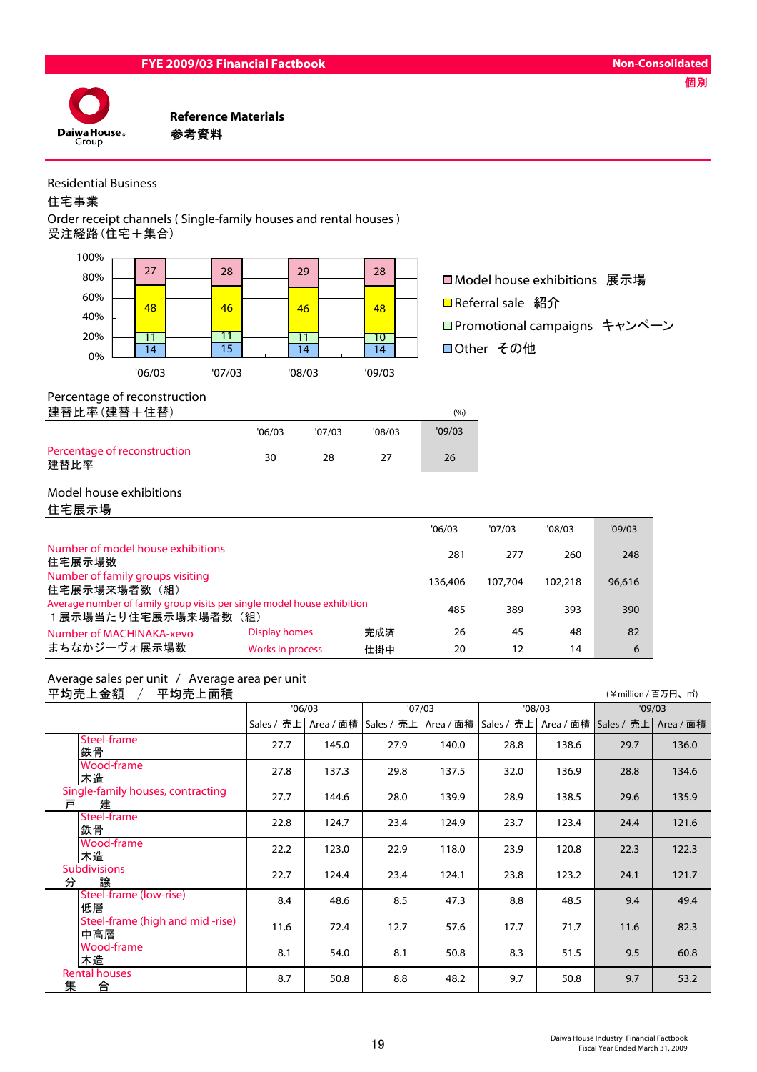# Reference Materials
# 参考資料

## Residential Business
## 住宅事業

### Order receipt channels ( Single-family houses and rental houses )
### 受注経路（住宅＋集合）

| | '06/03 | '07/03 | '08/03 | '09/03 |
|---|---|---|---|---|
| Model house exhibitions 展示場 | 27 | 28 | 29 | 28 |
| Referral sale 紹介 | 48 | 46 | 46 | 48 |
| Promotional campaigns キャンペーン | 11 | 11 | 11 | 10 |
| Other その他 | 14 | 15 | 14 | 14 |

### Percentage of reconstruction
### 建替比率（建替＋住替）

(%)

| | '06/03 | '07/03 | '08/03 | '09/03 |
|---|---|---|---|---|
| Percentage of reconstruction 建替比率 | 30 | 28 | 27 | 26 |

### Model house exhibitions
### 住宅展示場

| | | | '06/03 | '07/03 | '08/03 | '09/03 |
|---|---|---|---|---|---|---|
| Number of model house exhibitions 住宅展示場数 | | | 281 | 277 | 260 | 248 |
| Number of family groups visiting 住宅展示場来場者数（組） | | | 136,406 | 107,704 | 102,218 | 96,616 |
| Average number of family group visits per single model house exhibition １展示場当たり住宅展示場来場者数（組） | | | 485 | 389 | 393 | 390 |
| Number of MACHINAKA-xevo まちなかジーヴォ展示場数 | Display homes | 完成済 | 26 | 45 | 48 | 82 |
| | Works in process | 仕掛中 | 20 | 12 | 14 | 6 |

### Average sales per unit / Average area per unit
### 平均売上金額 / 平均売上面積

(¥million / 百万円、㎡)

| | | '06/03 | | '07/03 | | '08/03 | | '09/03 | |
|---|---|---|---|---|---|---|---|---|---|
| | | Sales / 売上 | Area / 面積 | Sales / 売上 | Area / 面積 | Sales / 売上 | Area / 面積 | Sales / 売上 | Area / 面積 |
| | Steel-frame 鉄骨 | 27.7 | 145.0 | 27.9 | 140.0 | 28.8 | 138.6 | 29.7 | 136.0 |
| | Wood-frame 木造 | 27.8 | 137.3 | 29.8 | 137.5 | 32.0 | 136.9 | 28.8 | 134.6 |
| Single-family houses, contracting 戸建 | | 27.7 | 144.6 | 28.0 | 139.9 | 28.9 | 138.5 | 29.6 | 135.9 |
| | Steel-frame 鉄骨 | 22.8 | 124.7 | 23.4 | 124.9 | 23.7 | 123.4 | 24.4 | 121.6 |
| | Wood-frame 木造 | 22.2 | 123.0 | 22.9 | 118.0 | 23.9 | 120.8 | 22.3 | 122.3 |
| Subdivisions 分譲 | | 22.7 | 124.4 | 23.4 | 124.1 | 23.8 | 123.2 | 24.1 | 121.7 |
| | Steel-frame (low-rise) 低層 | 8.4 | 48.6 | 8.5 | 47.3 | 8.8 | 48.5 | 9.4 | 49.4 |
| | Steel-frame (high and mid -rise) 中高層 | 11.6 | 72.4 | 12.7 | 57.6 | 17.7 | 71.7 | 11.6 | 82.3 |
| | Wood-frame 木造 | 8.1 | 54.0 | 8.1 | 50.8 | 8.3 | 51.5 | 9.5 | 60.8 |
| Rental houses 集合 | | 8.7 | 50.8 | 8.8 | 48.2 | 9.7 | 50.8 | 9.7 | 53.2 |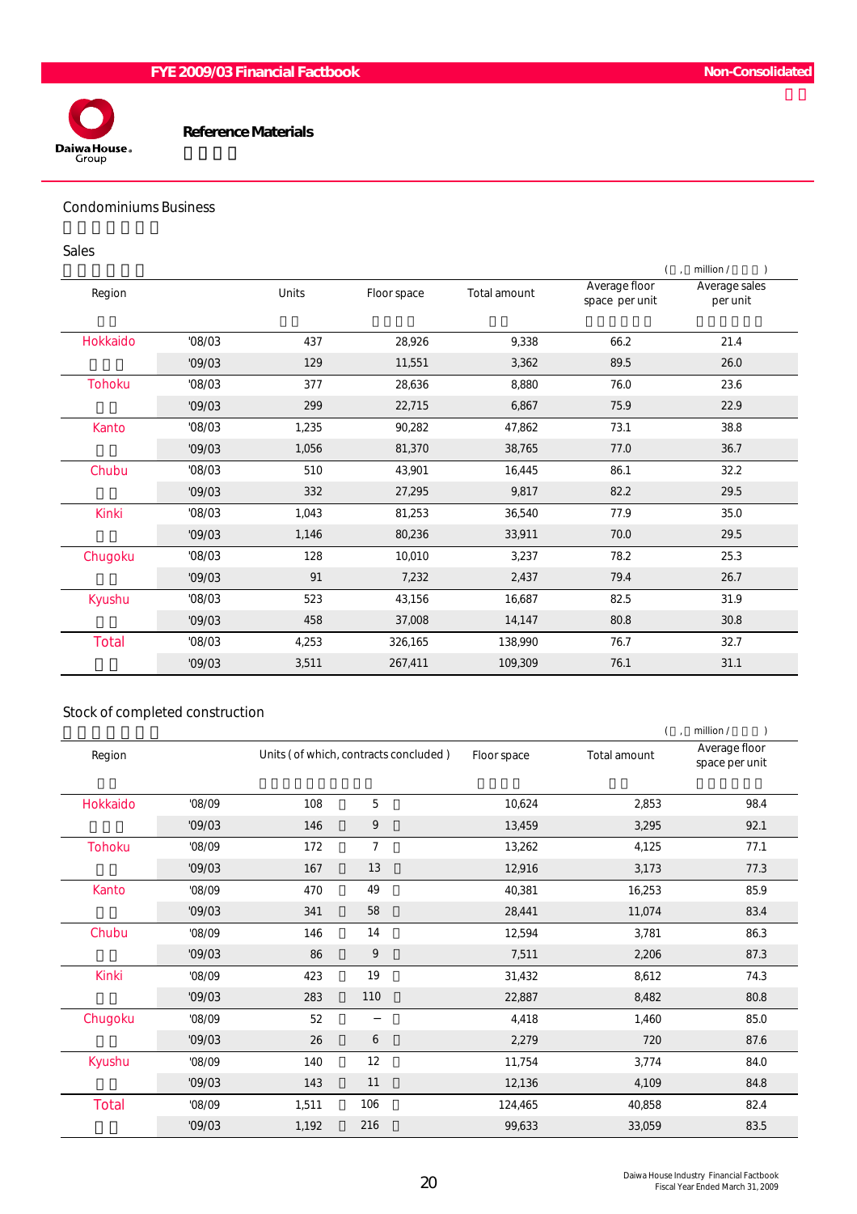**Non-Consolidated**

## Reference Materials

### Condominiums Business

#### Sales

( , million / )

| Region | | Units | Floor space | Total amount | Average floor space per unit | Average sales per unit |
|---|---|---|---|---|---|---|
| Hokkaido | '08/03 | 437 | 28,926 | 9,338 | 66.2 | 21.4 |
| | '09/03 | 129 | 11,551 | 3,362 | 89.5 | 26.0 |
| Tohoku | '08/03 | 377 | 28,636 | 8,880 | 76.0 | 23.6 |
| | '09/03 | 299 | 22,715 | 6,867 | 75.9 | 22.9 |
| Kanto | '08/03 | 1,235 | 90,282 | 47,862 | 73.1 | 38.8 |
| | '09/03 | 1,056 | 81,370 | 38,765 | 77.0 | 36.7 |
| Chubu | '08/03 | 510 | 43,901 | 16,445 | 86.1 | 32.2 |
| | '09/03 | 332 | 27,295 | 9,817 | 82.2 | 29.5 |
| Kinki | '08/03 | 1,043 | 81,253 | 36,540 | 77.9 | 35.0 |
| | '09/03 | 1,146 | 80,236 | 33,911 | 70.0 | 29.5 |
| Chugoku | '08/03 | 128 | 10,010 | 3,237 | 78.2 | 25.3 |
| | '09/03 | 91 | 7,232 | 2,437 | 79.4 | 26.7 |
| Kyushu | '08/03 | 523 | 43,156 | 16,687 | 82.5 | 31.9 |
| | '09/03 | 458 | 37,008 | 14,147 | 80.8 | 30.8 |
| Total | '08/03 | 4,253 | 326,165 | 138,990 | 76.7 | 32.7 |
| | '09/03 | 3,511 | 267,411 | 109,309 | 76.1 | 31.1 |

#### Stock of completed construction

( , million / )

| Region | | Units | (of which, contracts concluded) | Floor space | Total amount | Average floor space per unit |
|---|---|---|---|---|---|---|
| Hokkaido | '08/09 | 108 | 5 | 10,624 | 2,853 | 98.4 |
| | '09/03 | 146 | 9 | 13,459 | 3,295 | 92.1 |
| Tohoku | '08/09 | 172 | 7 | 13,262 | 4,125 | 77.1 |
| | '09/03 | 167 | 13 | 12,916 | 3,173 | 77.3 |
| Kanto | '08/09 | 470 | 49 | 40,381 | 16,253 | 85.9 |
| | '09/03 | 341 | 58 | 28,441 | 11,074 | 83.4 |
| Chubu | '08/09 | 146 | 14 | 12,594 | 3,781 | 86.3 |
| | '09/03 | 86 | 9 | 7,511 | 2,206 | 87.3 |
| Kinki | '08/09 | 423 | 19 | 31,432 | 8,612 | 74.3 |
| | '09/03 | 283 | 110 | 22,887 | 8,482 | 80.8 |
| Chugoku | '08/09 | 52 | − | 4,418 | 1,460 | 85.0 |
| | '09/03 | 26 | 6 | 2,279 | 720 | 87.6 |
| Kyushu | '08/09 | 140 | 12 | 11,754 | 3,774 | 84.0 |
| | '09/03 | 143 | 11 | 12,136 | 4,109 | 84.8 |
| Total | '08/09 | 1,511 | 106 | 124,465 | 40,858 | 82.4 |
| | '09/03 | 1,192 | 216 | 99,633 | 33,059 | 83.5 |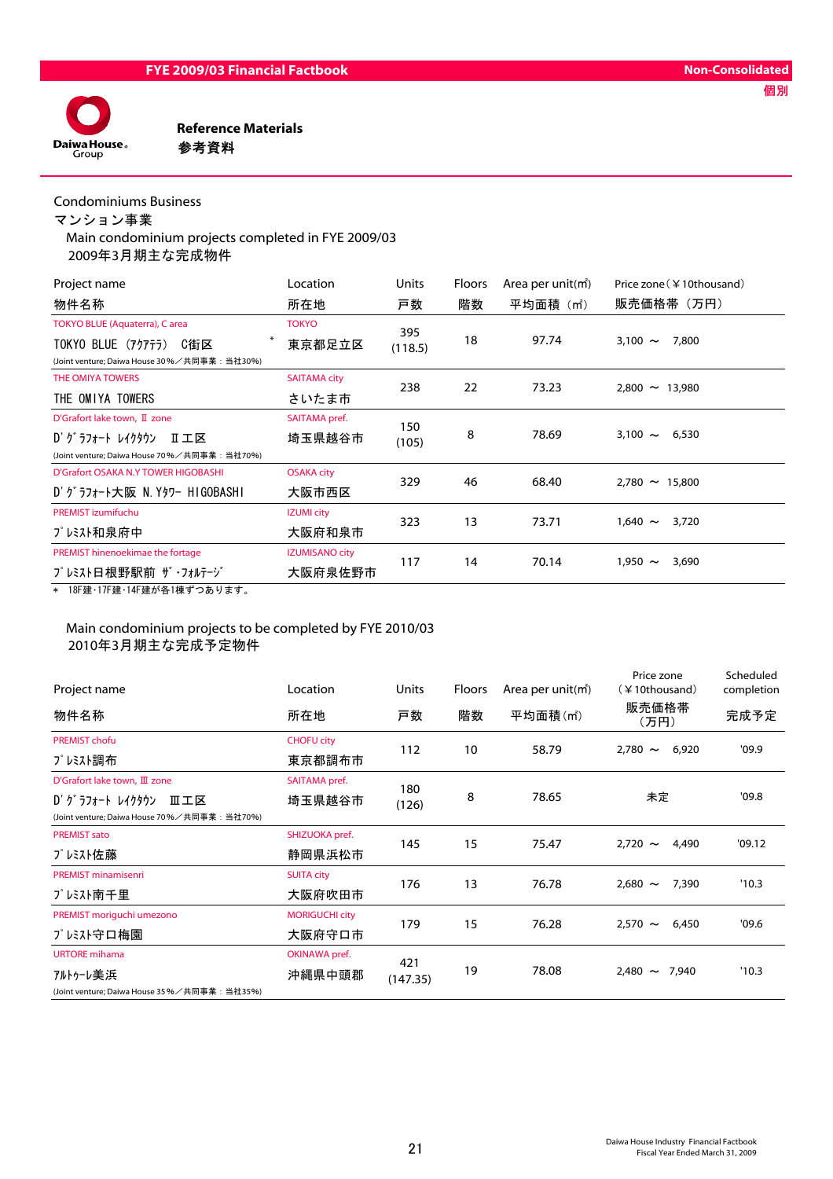# Reference Materials
# 参考資料

## Condominiums Business
## マンション事業

### Main condominium projects completed in FYE 2009/03
### 2009年3月期主な完成物件

| Project name<br>物件名称 | Location<br>所在地 | Units<br>戸数 | Floors<br>階数 | Area per unit(㎡)<br>平均面積（㎡） | Price zone（￥10thousand）<br>販売価格帯（万円） |
|---|---|---|---|---|---|
| TOKYO BLUE (Aquaterra), C area<br>TOKYO BLUE（ｱｸｱﾃﾗ） C街区 *<br>(Joint venture; Daiwa House 30%／共同事業：当社30%) | TOKYO<br>東京都足立区 | 395<br>(118.5) | 18 | 97.74 | 3,100 ～ 7,800 |
| THE OMIYA TOWERS<br>THE OMIYA TOWERS | SAITAMA city<br>さいたま市 | 238 | 22 | 73.23 | 2,800 ～ 13,980 |
| D'Grafort lake town, Ⅱ zone<br>D'ｸﾞﾗﾌｫｰﾄ ﾚｲｸﾀｳﾝ Ⅱ工区<br>(Joint venture; Daiwa House 70%／共同事業：当社70%) | SAITAMA pref.<br>埼玉県越谷市 | 150<br>(105) | 8 | 78.69 | 3,100 ～ 6,530 |
| D'Grafort OSAKA N.Y TOWER HIGOBASHI<br>D'ｸﾞﾗﾌｫｰﾄ大阪 N.Yﾀﾜｰ HIGOBASHI | OSAKA city<br>大阪市西区 | 329 | 46 | 68.40 | 2,780 ～ 15,800 |
| PREMIST izumifuchu<br>ﾌﾟﾚﾐｽﾄ和泉府中 | IZUMI city<br>大阪府和泉市 | 323 | 13 | 73.71 | 1,640 ～ 3,720 |
| PREMIST hinenoekimae the fortage<br>ﾌﾟﾚﾐｽﾄ日根野駅前 ｻﾞ・ﾌｫﾙﾃｰｼﾞ | IZUMISANO city<br>大阪府泉佐野市 | 117 | 14 | 70.14 | 1,950 ～ 3,690 |

＊ 18F建・17F建・14F建が各1棟ずつあります。

### Main condominium projects to be completed by FYE 2010/03
### 2010年3月期主な完成予定物件

| Project name<br>物件名称 | Location<br>所在地 | Units<br>戸数 | Floors<br>階数 | Area per unit(㎡)<br>平均面積(㎡) | Price zone（￥10thousand）<br>販売価格帯（万円） | Scheduled completion<br>完成予定 |
|---|---|---|---|---|---|---|
| PREMIST chofu<br>ﾌﾟﾚﾐｽﾄ調布 | CHOFU city<br>東京都調布市 | 112 | 10 | 58.79 | 2,780 ～ 6,920 | '09.9 |
| D'Grafort lake town, Ⅲ zone<br>D'ｸﾞﾗﾌｫｰﾄ ﾚｲｸﾀｳﾝ Ⅲ工区<br>(Joint venture; Daiwa House 70%／共同事業：当社70%) | SAITAMA pref.<br>埼玉県越谷市 | 180<br>(126) | 8 | 78.65 | 未定 | '09.8 |
| PREMIST sato<br>ﾌﾟﾚﾐｽﾄ佐藤 | SHIZUOKA pref.<br>静岡県浜松市 | 145 | 15 | 75.47 | 2,720 ～ 4,490 | '09.12 |
| PREMIST minamisenri<br>ﾌﾟﾚﾐｽﾄ南千里 | SUITA city<br>大阪府吹田市 | 176 | 13 | 76.78 | 2,680 ～ 7,390 | '10.3 |
| PREMIST moriguchi umezono<br>ﾌﾟﾚﾐｽﾄ守口梅園 | MORIGUCHI city<br>大阪府守口市 | 179 | 15 | 76.28 | 2,570 ～ 6,450 | '09.6 |
| URTORE mihama<br>ｱﾙﾄｩｰﾚ美浜<br>(Joint venture; Daiwa House 35%／共同事業：当社35%) | OKINAWA pref.<br>沖縄県中頭郡 | 421<br>(147.35) | 19 | 78.08 | 2,480 ～ 7,940 | '10.3 |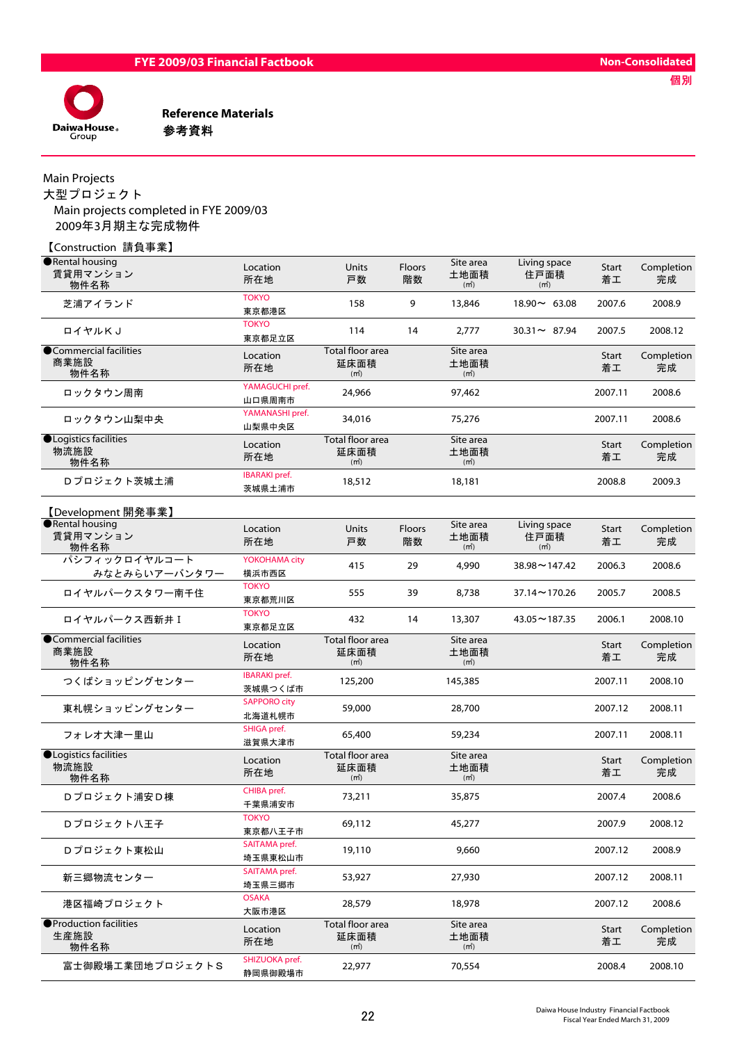Reference Materials
参考資料

Main Projects
大型プロジェクト

Main projects completed in FYE 2009/03
2009年3月期主な完成物件

【Construction 請負事業】

| ●Rental housing 賃貸用マンション 物件名称 | Location 所在地 | Units 戸数 | Floors 階数 | Site area 土地面積 (㎡) | Living space 住戸面積 (㎡) | Start 着工 | Completion 完成 |
|---|---|---|---|---|---|---|---|
| 芝浦アイランド | TOKYO 東京都港区 | 158 | 9 | 13,846 | 18.90～ 63.08 | 2007.6 | 2008.9 |
| ロイヤルＫＪ | TOKYO 東京都足立区 | 114 | 14 | 2,777 | 30.31～ 87.94 | 2007.5 | 2008.12 |

| ●Commercial facilities 商業施設 物件名称 | Location 所在地 | Total floor area 延床面積 (㎡) | Site area 土地面積 (㎡) | Start 着工 | Completion 完成 |
|---|---|---|---|---|---|
| ロックタウン周南 | YAMAGUCHI pref. 山口県周南市 | 24,966 | 97,462 | 2007.11 | 2008.6 |
| ロックタウン山梨中央 | YAMANASHI pref. 山梨県中央区 | 34,016 | 75,276 | 2007.11 | 2008.6 |

| ●Logistics facilities 物流施設 物件名称 | Location 所在地 | Total floor area 延床面積 (㎡) | Site area 土地面積 (㎡) | Start 着工 | Completion 完成 |
|---|---|---|---|---|---|
| Ｄプロジェクト茨城土浦 | IBARAKI pref. 茨城県土浦市 | 18,512 | 18,181 | 2008.8 | 2009.3 |

【Development 開発事業】

| ●Rental housing 賃貸用マンション 物件名称 | Location 所在地 | Units 戸数 | Floors 階数 | Site area 土地面積 (㎡) | Living space 住戸面積 (㎡) | Start 着工 | Completion 完成 |
|---|---|---|---|---|---|---|---|
| パシフィックロイヤルコート みなとみらいアーバンタワー | YOKOHAMA city 横浜市西区 | 415 | 29 | 4,990 | 38.98～147.42 | 2006.3 | 2008.6 |
| ロイヤルパークスタワー南千住 | TOKYO 東京都荒川区 | 555 | 39 | 8,738 | 37.14～170.26 | 2005.7 | 2008.5 |
| ロイヤルパークス西新井Ｉ | TOKYO 東京都足立区 | 432 | 14 | 13,307 | 43.05～187.35 | 2006.1 | 2008.10 |

| ●Commercial facilities 商業施設 物件名称 | Location 所在地 | Total floor area 延床面積 (㎡) | Site area 土地面積 (㎡) | Start 着工 | Completion 完成 |
|---|---|---|---|---|---|
| つくばショッピングセンター | IBARAKI pref. 茨城県つくば市 | 125,200 | 145,385 | 2007.11 | 2008.10 |
| 東札幌ショッピングセンター | SAPPORO city 北海道札幌市 | 59,000 | 28,700 | 2007.12 | 2008.11 |
| フォレオ大津一里山 | SHIGA pref. 滋賀県大津市 | 65,400 | 59,234 | 2007.11 | 2008.11 |

| ●Logistics facilities 物流施設 物件名称 | Location 所在地 | Total floor area 延床面積 (㎡) | Site area 土地面積 (㎡) | Start 着工 | Completion 完成 |
|---|---|---|---|---|---|
| Ｄプロジェクト浦安Ｄ棟 | CHIBA pref. 千葉県浦安市 | 73,211 | 35,875 | 2007.4 | 2008.6 |
| Ｄプロジェクト八王子 | TOKYO 東京都八王子市 | 69,112 | 45,277 | 2007.9 | 2008.12 |
| Ｄプロジェクト東松山 | SAITAMA pref. 埼玉県東松山市 | 19,110 | 9,660 | 2007.12 | 2008.9 |
| 新三郷物流センター | SAITAMA pref. 埼玉県三郷市 | 53,927 | 27,930 | 2007.12 | 2008.11 |
| 港区福崎プロジェクト | OSAKA 大阪市港区 | 28,579 | 18,978 | 2007.12 | 2008.6 |

| ●Production facilities 生産施設 物件名称 | Location 所在地 | Total floor area 延床面積 (㎡) | Site area 土地面積 (㎡) | Start 着工 | Completion 完成 |
|---|---|---|---|---|---|
| 富士御殿場工業団地プロジェクトＳ | SHIZUOKA pref. 静岡県御殿場市 | 22,977 | 70,554 | 2008.4 | 2008.10 |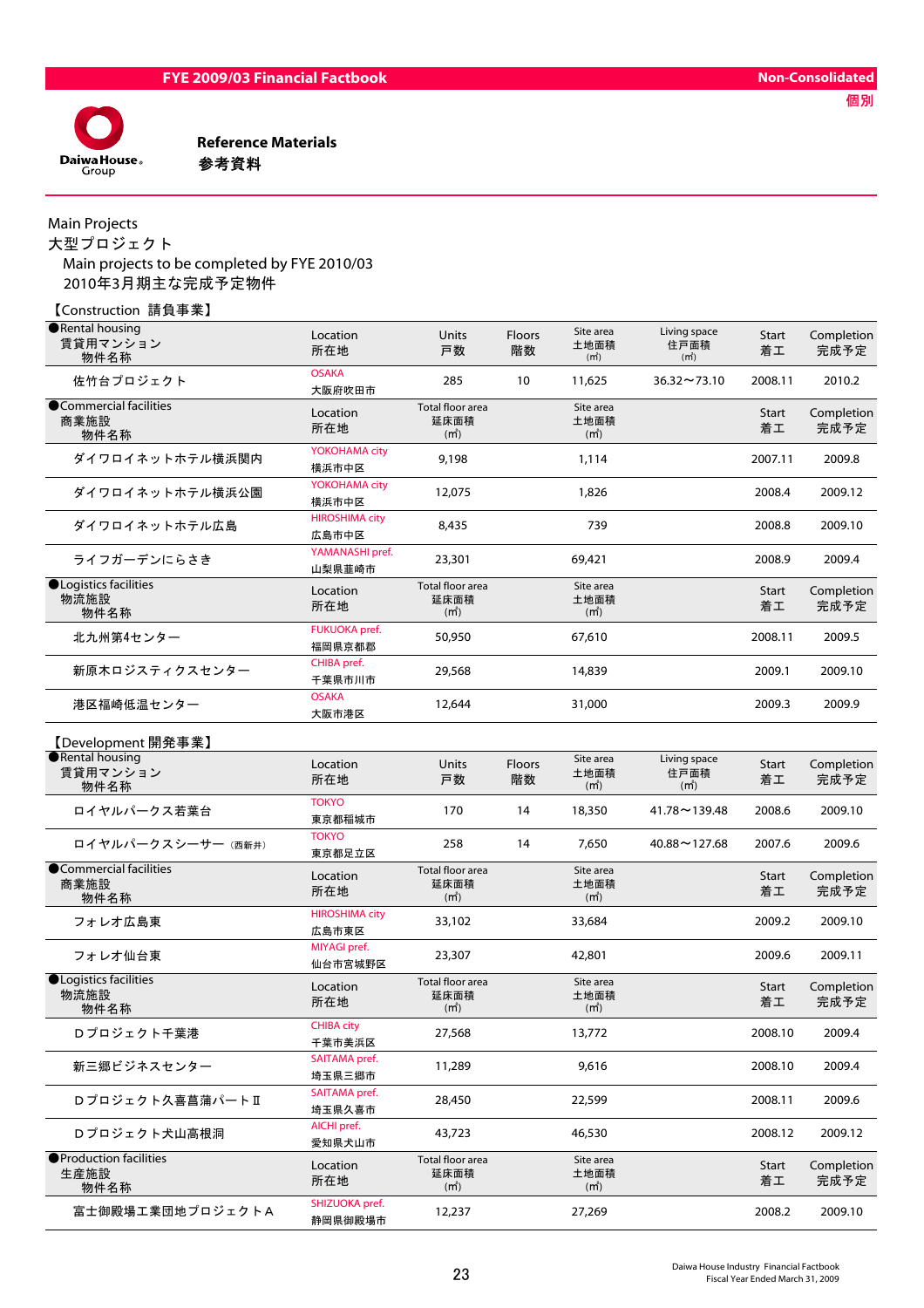## Reference Materials
## 参考資料

### Main Projects
### 大型プロジェクト

Main projects to be completed by FYE 2010/03
2010年3月期主な完成予定物件

#### 【Construction 請負事業】

| ●Rental housing<br>賃貸用マンション<br>物件名称 | Location<br>所在地 | Units<br>戸数 | Floors<br>階数 | Site area<br>土地面積<br>(㎡) | Living space<br>住戸面積<br>(㎡) | Start<br>着工 | Completion<br>完成予定 |
|---|---|---|---|---|---|---|---|
| 佐竹台プロジェクト | OSAKA<br>大阪府吹田市 | 285 | 10 | 11,625 | 36.32～73.10 | 2008.11 | 2010.2 |

| ●Commercial facilities<br>商業施設<br>物件名称 | Location<br>所在地 | Total floor area<br>延床面積<br>(㎡) | Site area<br>土地面積<br>(㎡) | Start<br>着工 | Completion<br>完成予定 |
|---|---|---|---|---|---|
| ダイワロイネットホテル横浜関内 | YOKOHAMA city<br>横浜市中区 | 9,198 | 1,114 | 2007.11 | 2009.8 |
| ダイワロイネットホテル横浜公園 | YOKOHAMA city<br>横浜市中区 | 12,075 | 1,826 | 2008.4 | 2009.12 |
| ダイワロイネットホテル広島 | HIROSHIMA city<br>広島市中区 | 8,435 | 739 | 2008.8 | 2009.10 |
| ライフガーデンにらさき | YAMANASHI pref.<br>山梨県韮崎市 | 23,301 | 69,421 | 2008.9 | 2009.4 |

| ●Logistics facilities<br>物流施設<br>物件名称 | Location<br>所在地 | Total floor area<br>延床面積<br>(㎡) | Site area<br>土地面積<br>(㎡) | Start<br>着工 | Completion<br>完成予定 |
|---|---|---|---|---|---|
| 北九州第4センター | FUKUOKA pref.<br>福岡県京都郡 | 50,950 | 67,610 | 2008.11 | 2009.5 |
| 新原木ロジスティクスセンター | CHIBA pref.<br>千葉県市川市 | 29,568 | 14,839 | 2009.1 | 2009.10 |
| 港区福崎低温センター | OSAKA<br>大阪市港区 | 12,644 | 31,000 | 2009.3 | 2009.9 |

#### 【Development 開発事業】

| ●Rental housing<br>賃貸用マンション<br>物件名称 | Location<br>所在地 | Units<br>戸数 | Floors<br>階数 | Site area<br>土地面積<br>(㎡) | Living space<br>住戸面積<br>(㎡) | Start<br>着工 | Completion<br>完成予定 |
|---|---|---|---|---|---|---|---|
| ロイヤルパークス若葉台 | TOKYO<br>東京都稲城市 | 170 | 14 | 18,350 | 41.78～139.48 | 2008.6 | 2009.10 |
| ロイヤルパークスシーサー（西新井） | TOKYO<br>東京都足立区 | 258 | 14 | 7,650 | 40.88～127.68 | 2007.6 | 2009.6 |

| ●Commercial facilities<br>商業施設<br>物件名称 | Location<br>所在地 | Total floor area<br>延床面積<br>(㎡) | Site area<br>土地面積<br>(㎡) | Start<br>着工 | Completion<br>完成予定 |
|---|---|---|---|---|---|
| フォレオ広島東 | HIROSHIMA city<br>広島市東区 | 33,102 | 33,684 | 2009.2 | 2009.10 |
| フォレオ仙台東 | MIYAGI pref.<br>仙台市宮城野区 | 23,307 | 42,801 | 2009.6 | 2009.11 |

| ●Logistics facilities<br>物流施設<br>物件名称 | Location<br>所在地 | Total floor area<br>延床面積<br>(㎡) | Site area<br>土地面積<br>(㎡) | Start<br>着工 | Completion<br>完成予定 |
|---|---|---|---|---|---|
| Ｄプロジェクト千葉港 | CHIBA city<br>千葉市美浜区 | 27,568 | 13,772 | 2008.10 | 2009.4 |
| 新三郷ビジネスセンター | SAITAMA pref.<br>埼玉県三郷市 | 11,289 | 9,616 | 2008.10 | 2009.4 |
| Ｄプロジェクト久喜菖蒲パートⅡ | SAITAMA pref.<br>埼玉県久喜市 | 28,450 | 22,599 | 2008.11 | 2009.6 |
| Ｄプロジェクト犬山高根洞 | AICHI pref.<br>愛知県犬山市 | 43,723 | 46,530 | 2008.12 | 2009.12 |

| ●Production facilities<br>生産施設<br>物件名称 | Location<br>所在地 | Total floor area<br>延床面積<br>(㎡) | Site area<br>土地面積<br>(㎡) | Start<br>着工 | Completion<br>完成予定 |
|---|---|---|---|---|---|
| 富士御殿場工業団地プロジェクトＡ | SHIZUOKA pref.<br>静岡県御殿場市 | 12,237 | 27,269 | 2008.2 | 2009.10 |